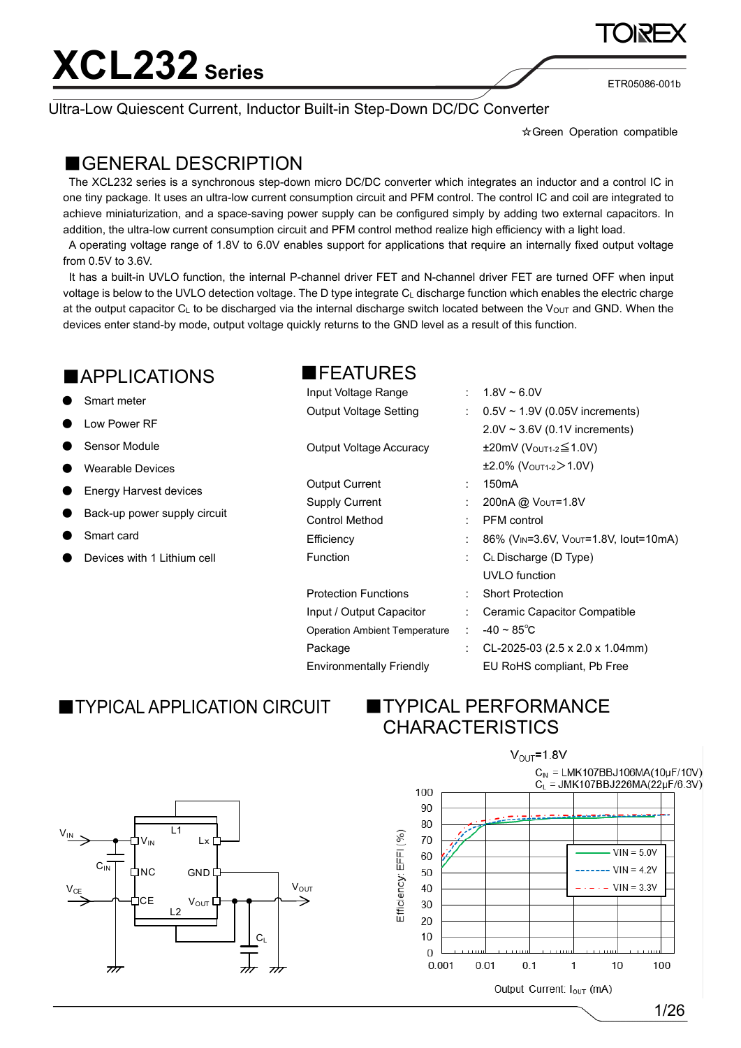# XCL232 Series

ETR05086-001b

Ultra-Low Quiescent Current, Inductor Built-in Step-Down DC/DC Converter

☆Green Operation compatible

## ■GENERAL DESCRIPTION

The XCL232 series is a synchronous step-down micro DC/DC converter which integrates an inductor and a control IC in one tiny package. It uses an ultra-low current consumption circuit and PFM control. The control IC and coil are integrated to achieve miniaturization, and a space-saving power supply can be configured simply by adding two external capacitors. In addition, the ultra-low current consumption circuit and PFM control method realize high efficiency with a light load.

A operating voltage range of 1.8V to 6.0V enables support for applications that require an internally fixed output voltage from 0.5V to 3.6V.

It has a built-in UVLO function, the internal P-channel driver FET and N-channel driver FET are turned OFF when input voltage is below to the UVLO detection voltage. The D type integrate $C_L$ discharge function which enables the electric charge at the output capacitor $C_L$ to be discharged via the internal discharge switch located between the $V_{OUT}$ and GND. When the devices enter stand-by mode, output voltage quickly returns to the GND level as a result of this function.

## ■APPLICATIONS

- Smart meter
- Low Power RF
- Sensor Module
- Wearable Devices
- Energy Harvest devices
- Back-up power supply circuit
- Smart card
- Devices with 1 Lithium cell

## ■FEATURES

| | | |
|---|---|---|
| Input Voltage Range | : | 1.8V ~ 6.0V |
| Output Voltage Setting | : | 0.5V ~ 1.9V (0.05V increments) |
| | | 2.0V ~ 3.6V (0.1V increments) |
| Output Voltage Accuracy | | ±20mV ($V_{OUT1-2} \leqq 1.0V$) |
| | | ±2.0% ($V_{OUT1-2} > 1.0V$) |
| Output Current | : | 150mA |
| Supply Current | : | 200nA @ $V_{OUT}$=1.8V |
| Control Method | : | PFM control |
| Efficiency | : | 86% ($V_{IN}$=3.6V, $V_{OUT}$=1.8V, Iout=10mA) |
| Function | : | $C_L$ Discharge (D Type) |
| | | UVLO function |
| Protection Functions | : | Short Protection |
| Input / Output Capacitor | : | Ceramic Capacitor Compatible |
| Operation Ambient Temperature | : | -40 ~ 85℃ |
| Package | : | CL-2025-03 (2.5 x 2.0 x 1.04mm) |
| Environmentally Friendly | | EU RoHS compliant, Pb Free |

## ■TYPICAL APPLICATION CIRCUIT

## ■TYPICAL PERFORMANCE CHARACTERISTICS

$V_{OUT}$=1.8V

$C_{IN}$ = LMK107BBJ106MA(10μF/10V)
$C_L$ = JMK107BBJ226MA(22μF/6.3V)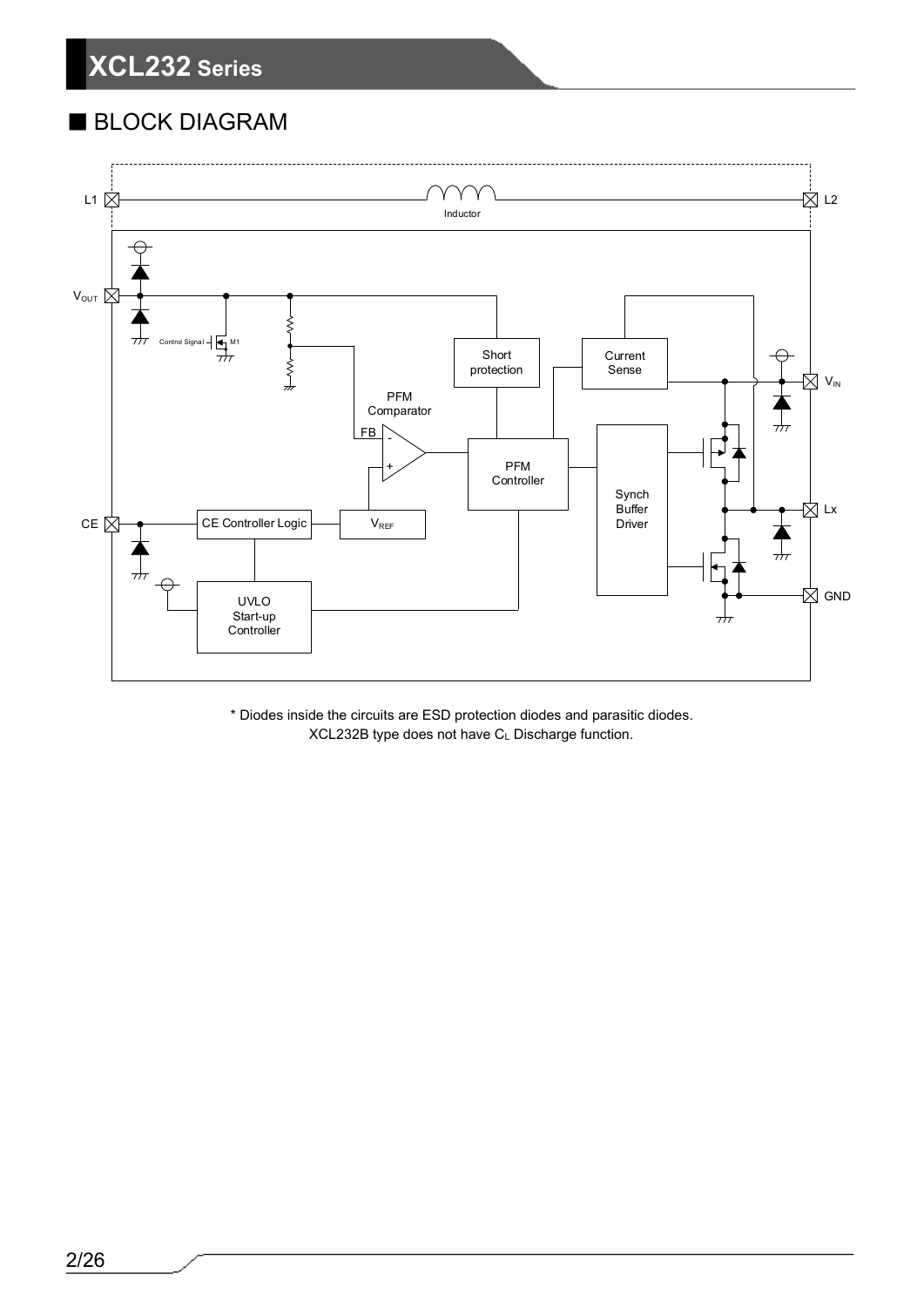## ■ BLOCK DIAGRAM

\* Diodes inside the circuits are ESD protection diodes and parasitic diodes.
XCL232B type does not have $C_L$ Discharge function.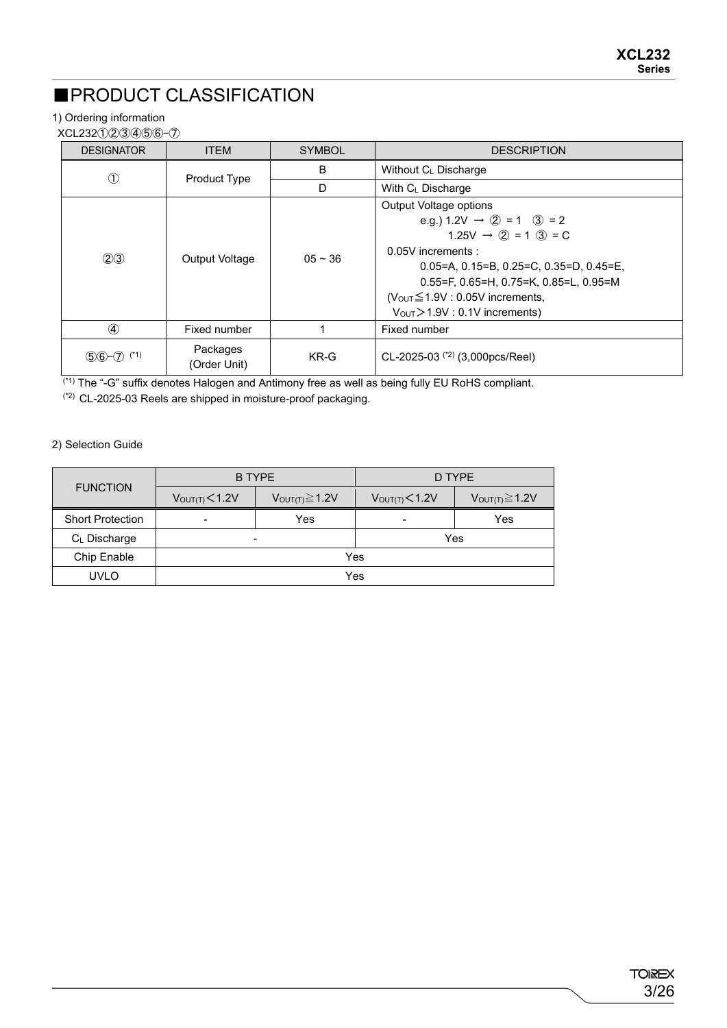# ■PRODUCT CLASSIFICATION

1) Ordering information

XCL232①②③④⑤⑥-⑦

| DESIGNATOR | ITEM | SYMBOL | DESCRIPTION |
|---|---|---|---|
| ① | Product Type | B | Without $C_L$ Discharge |
| | | D | With $C_L$ Discharge |
| ②③ | Output Voltage | 05 ~ 36 | Output Voltage options<br>e.g.) 1.2V → ② = 1 ③ = 2<br>1.25V → ② = 1 ③ = C<br>0.05V increments :<br>0.05=A, 0.15=B, 0.25=C, 0.35=D, 0.45=E,<br>0.55=F, 0.65=H, 0.75=K, 0.85=L, 0.95=M<br>($V_{OUT}$≦1.9V : 0.05V increments,<br>$V_{OUT}$＞1.9V : 0.1V increments) |
| ④ | Fixed number | 1 | Fixed number |
| ⑤⑥-⑦ (*1) | Packages (Order Unit) | KR-G | CL-2025-03 (*2) (3,000pcs/Reel) |

(*1) The "-G" suffix denotes Halogen and Antimony free as well as being fully EU RoHS compliant.

(*2) CL-2025-03 Reels are shipped in moisture-proof packaging.

2) Selection Guide

| FUNCTION | B TYPE | | D TYPE | |
|---|---|---|---|---|
| | $V_{OUT(T)}$＜1.2V | $V_{OUT(T)}$≧1.2V | $V_{OUT(T)}$＜1.2V | $V_{OUT(T)}$≧1.2V |
| Short Protection | - | Yes | - | Yes |
| $C_L$ Discharge | - | | Yes | |
| Chip Enable | Yes | | | |
| UVLO | Yes | | | |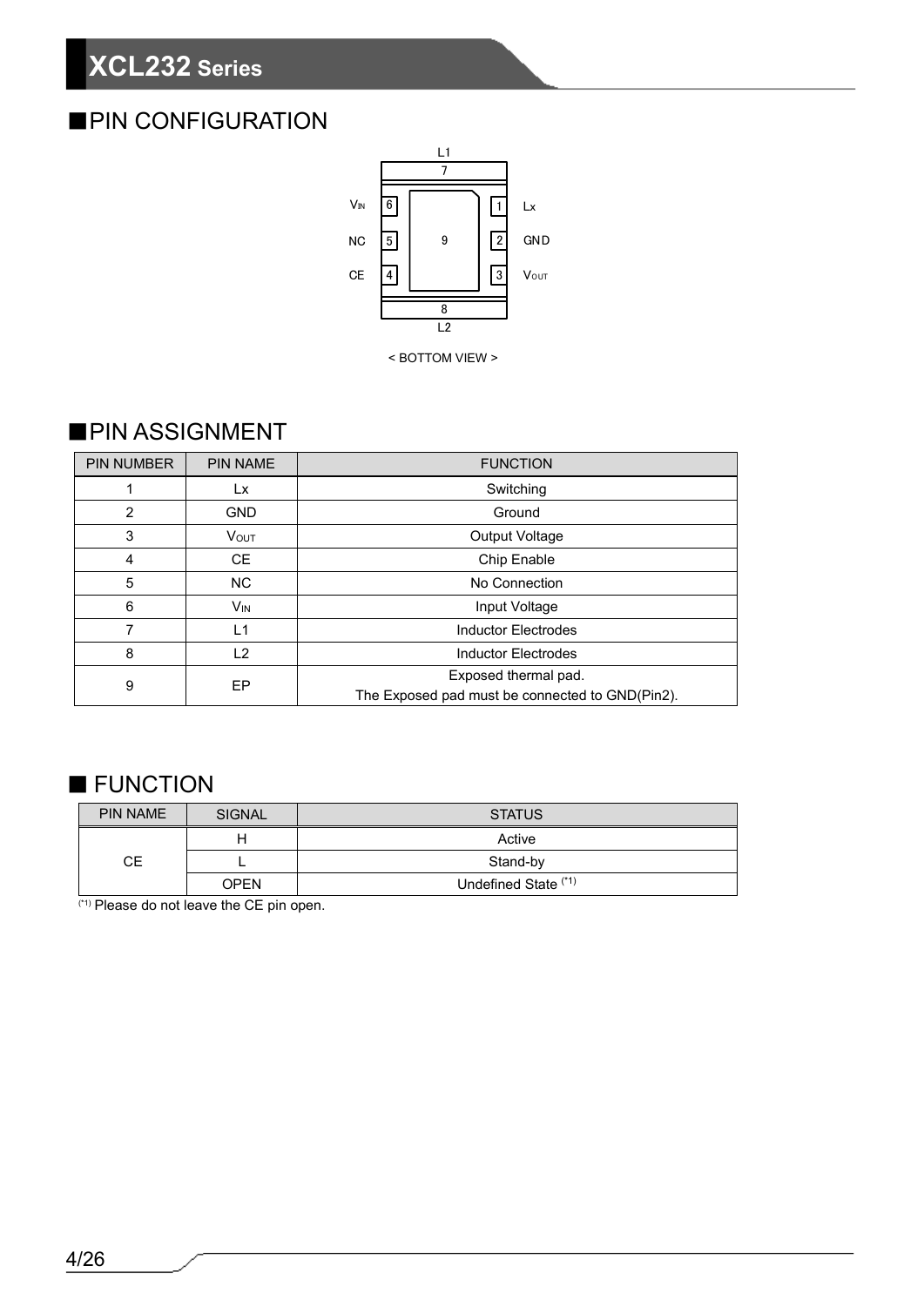## ■PIN CONFIGURATION

L1

7

$V_{IN}$ 6 — 1 Lx

NC 5 — 9 — 2 GND

CE 4 — 3 $V_{OUT}$

8

L2

< BOTTOM VIEW >

## ■PIN ASSIGNMENT

| PIN NUMBER | PIN NAME | FUNCTION |
|---|---|---|
| 1 | Lx | Switching |
| 2 | GND | Ground |
| 3 | $V_{OUT}$ | Output Voltage |
| 4 | CE | Chip Enable |
| 5 | NC | No Connection |
| 6 | $V_{IN}$ | Input Voltage |
| 7 | L1 | Inductor Electrodes |
| 8 | L2 | Inductor Electrodes |
| 9 | EP | Exposed thermal pad.<br>The Exposed pad must be connected to GND(Pin2). |

## ■ FUNCTION

| PIN NAME | SIGNAL | STATUS |
|---|---|---|
| CE | H | Active |
| | L | Stand-by |
| | OPEN | Undefined State (*1) |

(*1) Please do not leave the CE pin open.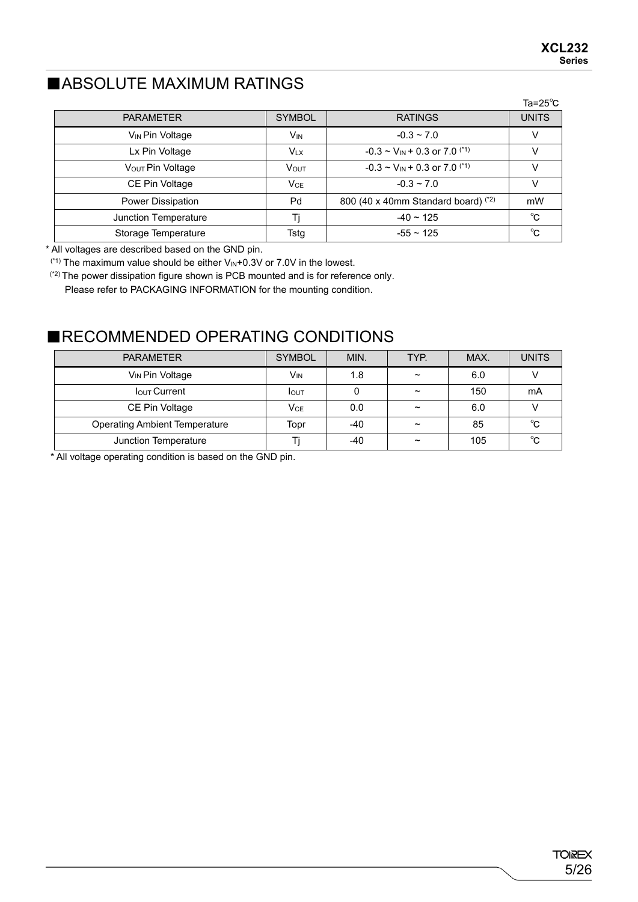## ■ABSOLUTE MAXIMUM RATINGS

Ta=25℃

| PARAMETER | SYMBOL | RATINGS | UNITS |
|---|---|---|---|
| $V_{IN}$ Pin Voltage | $V_{IN}$ | -0.3 ~ 7.0 | V |
| Lx Pin Voltage | $V_{LX}$ | -0.3 ~ $V_{IN}$ + 0.3 or 7.0 (*1) | V |
| $V_{OUT}$ Pin Voltage | $V_{OUT}$ | -0.3 ~ $V_{IN}$ + 0.3 or 7.0 (*1) | V |
| CE Pin Voltage | $V_{CE}$ | -0.3 ~ 7.0 | V |
| Power Dissipation | Pd | 800 (40 x 40mm Standard board) (*2) | mW |
| Junction Temperature | Tj | -40 ~ 125 | ℃ |
| Storage Temperature | Tstg | -55 ~ 125 | ℃ |

* All voltages are described based on the GND pin.

(*1) The maximum value should be either $V_{IN}$+0.3V or 7.0V in the lowest.

(*2) The power dissipation figure shown is PCB mounted and is for reference only.
Please refer to PACKAGING INFORMATION for the mounting condition.

## ■RECOMMENDED OPERATING CONDITIONS

| PARAMETER | SYMBOL | MIN. | TYP. | MAX. | UNITS |
|---|---|---|---|---|---|
| $V_{IN}$ Pin Voltage | $V_{IN}$ | 1.8 | ~ | 6.0 | V |
| $I_{OUT}$ Current | $I_{OUT}$ | 0 | ~ | 150 | mA |
| CE Pin Voltage | $V_{CE}$ | 0.0 | ~ | 6.0 | V |
| Operating Ambient Temperature | Topr | -40 | ~ | 85 | ℃ |
| Junction Temperature | Tj | -40 | ~ | 105 | ℃ |

* All voltage operating condition is based on the GND pin.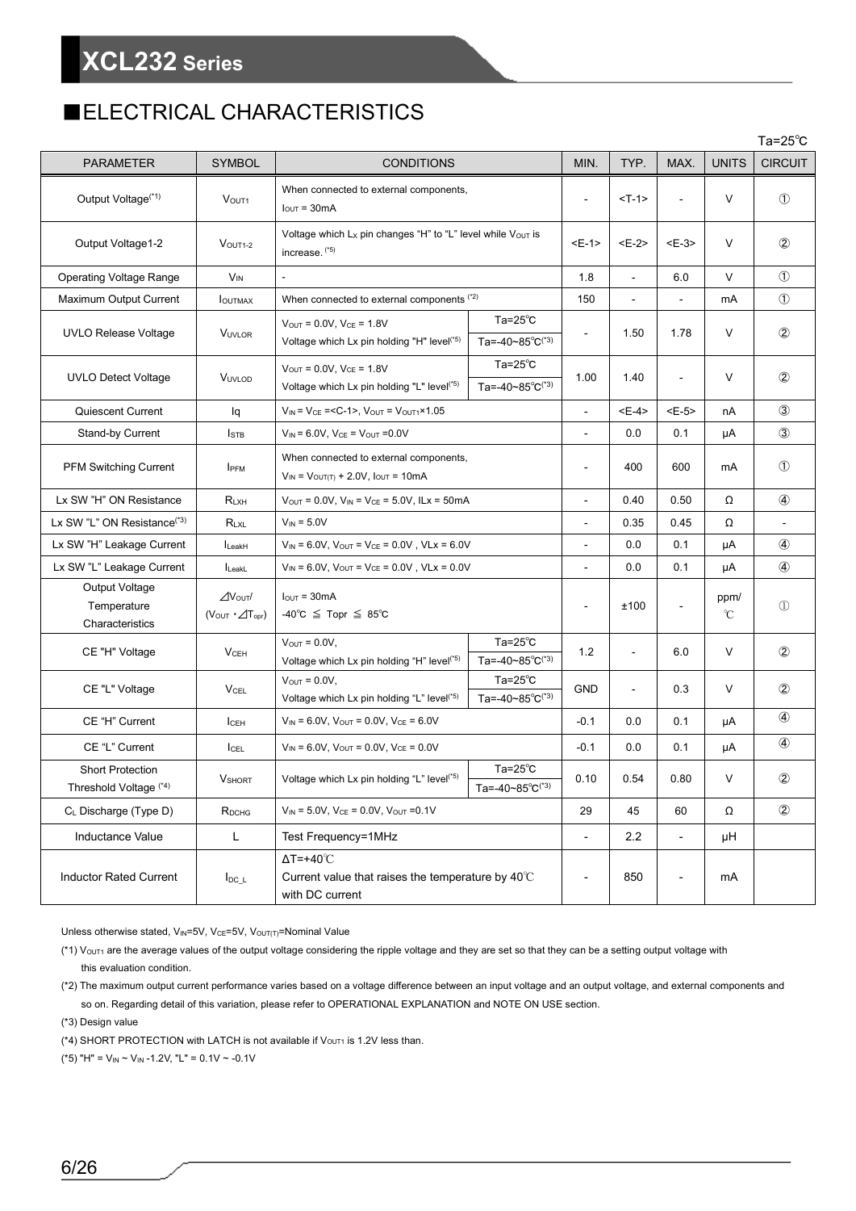## ■ELECTRICAL CHARACTERISTICS

Ta=25℃

| PARAMETER | SYMBOL | CONDITIONS | | MIN. | TYP. | MAX. | UNITS | CIRCUIT |
|---|---|---|---|---|---|---|---|---|
| Output Voltage(*1) | $V_{OUT1}$ | When connected to external components, $I_{OUT}$ = 30mA | | - | <T-1> | - | V | ① |
| Output Voltage1-2 | $V_{OUT1-2}$ | Voltage which $L_X$ pin changes "H" to "L" level while $V_{OUT}$ is increase. (*5) | | <E-1> | <E-2> | <E-3> | V | ② |
| Operating Voltage Range | $V_{IN}$ | - | | 1.8 | - | 6.0 | V | ① |
| Maximum Output Current | $I_{OUTMAX}$ | When connected to external components (*2) | | 150 | - | - | mA | ① |
| UVLO Release Voltage | $V_{UVLOR}$ | $V_{OUT}$ = 0.0V, $V_{CE}$ = 1.8V Voltage which Lx pin holding "H" level(*5) | Ta=25℃ / Ta=-40~85℃(*3) | - | 1.50 | 1.78 | V | ② |
| UVLO Detect Voltage | $V_{UVLOD}$ | $V_{OUT}$ = 0.0V, $V_{CE}$ = 1.8V Voltage which Lx pin holding "L" level(*5) | Ta=25℃ / Ta=-40~85℃(*3) | 1.00 | 1.40 | - | V | ② |
| Quiescent Current | Iq | $V_{IN}$ = $V_{CE}$ =<C-1>, $V_{OUT}$ = $V_{OUT1}$×1.05 | | - | <E-4> | <E-5> | nA | ③ |
| Stand-by Current | $I_{STB}$ | $V_{IN}$ = 6.0V, $V_{CE}$ = $V_{OUT}$ =0.0V | | - | 0.0 | 0.1 | μA | ③ |
| PFM Switching Current | $I_{PFM}$ | When connected to external components, $V_{IN}$ = $V_{OUT(T)}$ + 2.0V, $I_{OUT}$ = 10mA | | - | 400 | 600 | mA | ① |
| Lx SW "H" ON Resistance | $R_{LXH}$ | $V_{OUT}$ = 0.0V, $V_{IN}$ = $V_{CE}$ = 5.0V, ILx = 50mA | | - | 0.40 | 0.50 | Ω | ④ |
| Lx SW "L" ON Resistance(*3) | $R_{LXL}$ | $V_{IN}$ = 5.0V | | - | 0.35 | 0.45 | Ω | - |
| Lx SW "H" Leakage Current | $I_{LeakH}$ | $V_{IN}$ = 6.0V, $V_{OUT}$ = $V_{CE}$ = 0.0V , VLx = 6.0V | | - | 0.0 | 0.1 | μA | ④ |
| Lx SW "L" Leakage Current | $I_{LeakL}$ | $V_{IN}$ = 6.0V, $V_{OUT}$ = $V_{CE}$ = 0.0V , VLx = 0.0V | | - | 0.0 | 0.1 | μA | ④ |
| Output Voltage Temperature Characteristics | $\Delta V_{OUT}$/ ($V_{OUT}$・$\Delta T_{opr}$) | $I_{OUT}$ = 30mA -40℃ ≦ Topr ≦ 85℃ | | - | ±100 | - | ppm/℃ | ① |
| CE "H" Voltage | $V_{CEH}$ | $V_{OUT}$ = 0.0V, Voltage which Lx pin holding "H" level(*5) | Ta=25℃ / Ta=-40~85℃(*3) | 1.2 | - | 6.0 | V | ② |
| CE "L" Voltage | $V_{CEL}$ | $V_{OUT}$ = 0.0V, Voltage which Lx pin holding "L" level(*5) | Ta=25℃ / Ta=-40~85℃(*3) | GND | - | 0.3 | V | ② |
| CE "H" Current | $I_{CEH}$ | $V_{IN}$ = 6.0V, $V_{OUT}$ = 0.0V, $V_{CE}$ = 6.0V | | -0.1 | 0.0 | 0.1 | μA | ④ |
| CE "L" Current | $I_{CEL}$ | $V_{IN}$ = 6.0V, $V_{OUT}$ = 0.0V, $V_{CE}$ = 0.0V | | -0.1 | 0.0 | 0.1 | μA | ④ |
| Short Protection Threshold Voltage (*4) | $V_{SHORT}$ | Voltage which Lx pin holding "L" level(*5) | Ta=25℃ / Ta=-40~85℃(*3) | 0.10 | 0.54 | 0.80 | V | ② |
| $C_L$ Discharge (Type D) | $R_{DCHG}$ | $V_{IN}$ = 5.0V, $V_{CE}$ = 0.0V, $V_{OUT}$ =0.1V | | 29 | 45 | 60 | Ω | ② |
| Inductance Value | L | Test Frequency=1MHz | | - | 2.2 | - | μH | |
| Inductor Rated Current | $I_{DC\_L}$ | ΔT=+40℃ Current value that raises the temperature by 40℃ with DC current | | - | 850 | - | mA | |

Unless otherwise stated, $V_{IN}$=5V, $V_{CE}$=5V, $V_{OUT(T)}$=Nominal Value

(*1) $V_{OUT1}$ are the average values of the output voltage considering the ripple voltage and they are set so that they can be a setting output voltage with this evaluation condition.

(*2) The maximum output current performance varies based on a voltage difference between an input voltage and an output voltage, and external components and so on. Regarding detail of this variation, please refer to OPERATIONAL EXPLANATION and NOTE ON USE section.

(*3) Design value

(*4) SHORT PROTECTION with LATCH is not available if $V_{OUT1}$ is 1.2V less than.

(*5) "H" = $V_{IN}$ ~ $V_{IN}$ -1.2V, "L" = 0.1V ~ -0.1V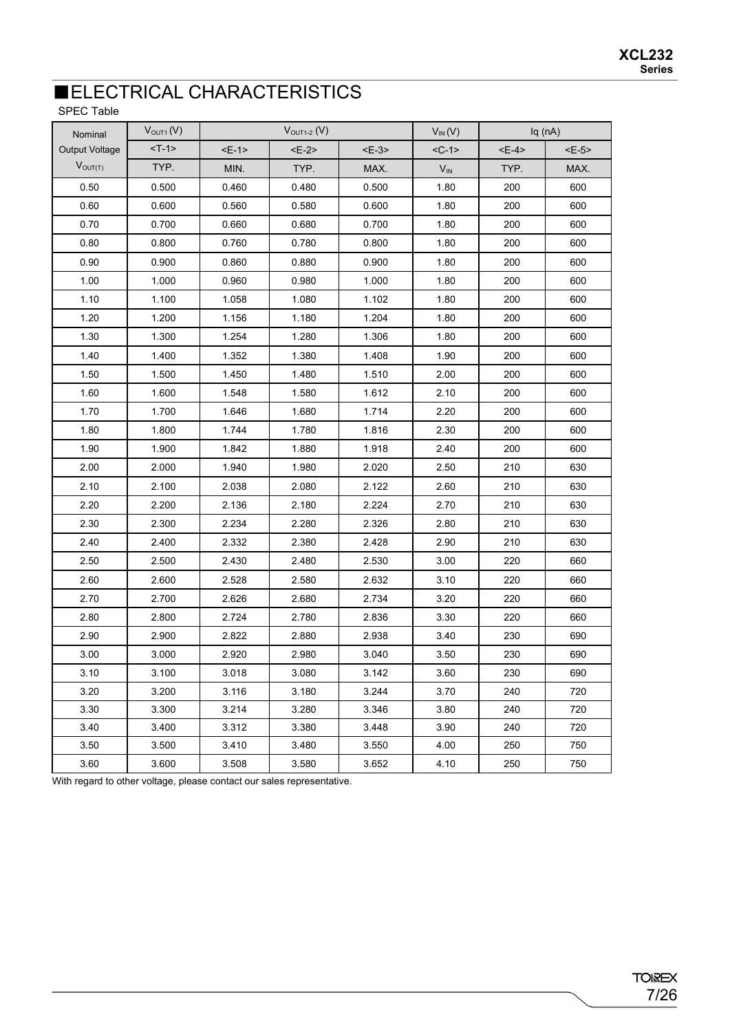## ■ELECTRICAL CHARACTERISTICS

SPEC Table

| Nominal Output Voltage | $V_{OUT1}$ (V) | $V_{OUT1-2}$ (V) | | | $V_{IN}$ (V) | Iq (nA) | |
|---|---|---|---|---|---|---|---|
| | <T-1> | <E-1> | <E-2> | <E-3> | <C-1> | <E-4> | <E-5> |
| $V_{OUT(T)}$ | TYP. | MIN. | TYP. | MAX. | $V_{IN}$ | TYP. | MAX. |
| 0.50 | 0.500 | 0.460 | 0.480 | 0.500 | 1.80 | 200 | 600 |
| 0.60 | 0.600 | 0.560 | 0.580 | 0.600 | 1.80 | 200 | 600 |
| 0.70 | 0.700 | 0.660 | 0.680 | 0.700 | 1.80 | 200 | 600 |
| 0.80 | 0.800 | 0.760 | 0.780 | 0.800 | 1.80 | 200 | 600 |
| 0.90 | 0.900 | 0.860 | 0.880 | 0.900 | 1.80 | 200 | 600 |
| 1.00 | 1.000 | 0.960 | 0.980 | 1.000 | 1.80 | 200 | 600 |
| 1.10 | 1.100 | 1.058 | 1.080 | 1.102 | 1.80 | 200 | 600 |
| 1.20 | 1.200 | 1.156 | 1.180 | 1.204 | 1.80 | 200 | 600 |
| 1.30 | 1.300 | 1.254 | 1.280 | 1.306 | 1.80 | 200 | 600 |
| 1.40 | 1.400 | 1.352 | 1.380 | 1.408 | 1.90 | 200 | 600 |
| 1.50 | 1.500 | 1.450 | 1.480 | 1.510 | 2.00 | 200 | 600 |
| 1.60 | 1.600 | 1.548 | 1.580 | 1.612 | 2.10 | 200 | 600 |
| 1.70 | 1.700 | 1.646 | 1.680 | 1.714 | 2.20 | 200 | 600 |
| 1.80 | 1.800 | 1.744 | 1.780 | 1.816 | 2.30 | 200 | 600 |
| 1.90 | 1.900 | 1.842 | 1.880 | 1.918 | 2.40 | 200 | 600 |
| 2.00 | 2.000 | 1.940 | 1.980 | 2.020 | 2.50 | 210 | 630 |
| 2.10 | 2.100 | 2.038 | 2.080 | 2.122 | 2.60 | 210 | 630 |
| 2.20 | 2.200 | 2.136 | 2.180 | 2.224 | 2.70 | 210 | 630 |
| 2.30 | 2.300 | 2.234 | 2.280 | 2.326 | 2.80 | 210 | 630 |
| 2.40 | 2.400 | 2.332 | 2.380 | 2.428 | 2.90 | 210 | 630 |
| 2.50 | 2.500 | 2.430 | 2.480 | 2.530 | 3.00 | 220 | 660 |
| 2.60 | 2.600 | 2.528 | 2.580 | 2.632 | 3.10 | 220 | 660 |
| 2.70 | 2.700 | 2.626 | 2.680 | 2.734 | 3.20 | 220 | 660 |
| 2.80 | 2.800 | 2.724 | 2.780 | 2.836 | 3.30 | 220 | 660 |
| 2.90 | 2.900 | 2.822 | 2.880 | 2.938 | 3.40 | 230 | 690 |
| 3.00 | 3.000 | 2.920 | 2.980 | 3.040 | 3.50 | 230 | 690 |
| 3.10 | 3.100 | 3.018 | 3.080 | 3.142 | 3.60 | 230 | 690 |
| 3.20 | 3.200 | 3.116 | 3.180 | 3.244 | 3.70 | 240 | 720 |
| 3.30 | 3.300 | 3.214 | 3.280 | 3.346 | 3.80 | 240 | 720 |
| 3.40 | 3.400 | 3.312 | 3.380 | 3.448 | 3.90 | 240 | 720 |
| 3.50 | 3.500 | 3.410 | 3.480 | 3.550 | 4.00 | 250 | 750 |
| 3.60 | 3.600 | 3.508 | 3.580 | 3.652 | 4.10 | 250 | 750 |

With regard to other voltage, please contact our sales representative.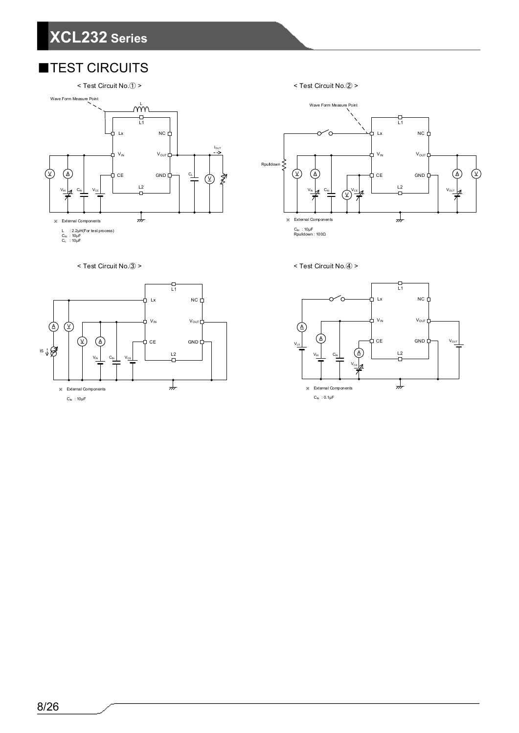## ■TEST CIRCUITS

< Test Circuit No.① >

Wave Form Measure Point

L, L1, Lx, NC, $V_{IN}$, $V_{OUT}$, CE, GND, L2, $I_{OUT}$, $C_L$, $V_{IN}$, $C_{IN}$, $V_{CE}$

※ External Components

L : 2.2μH(For test process)
$C_{IN}$ : 10μF
$C_L$ : 10μF

< Test Circuit No.② >

Wave Form Measure Point

Rpulldown, L1, Lx, NC, $V_{IN}$, $V_{OUT}$, CE, GND, L2, $V_{IN}$, $C_{IN}$, $V_{CE}$, $V_{OUT}$

※ External Components

$C_{IN}$ : 10μF
Rpulldown : 100Ω

< Test Circuit No.③ >

L1, Lx, NC, $V_{IN}$, $V_{OUT}$, CE, GND, L2, IS, $V_{IN}$, $C_{IN}$, $V_{CE}$

※ External Components

$C_{IN}$ : 10μF

< Test Circuit No.④ >

L1, Lx, NC, $V_{IN}$, $V_{OUT}$, CE, GND, L2, $V_{LX}$, $V_{IN}$, $C_{IN}$, $V_{CE}$, $V_{OUT}$

※ External Components

$C_{IN}$ : 0.1μF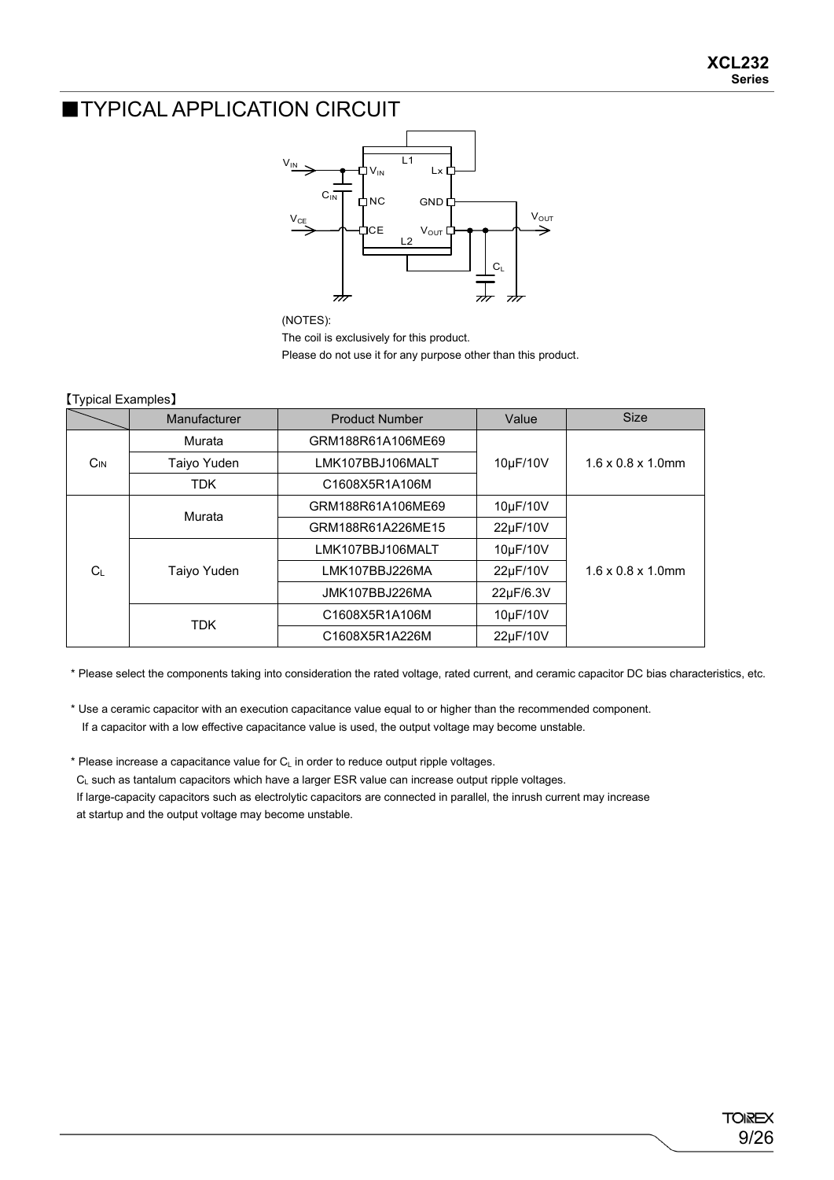## ■TYPICAL APPLICATION CIRCUIT

(NOTES):
The coil is exclusively for this product.
Please do not use it for any purpose other than this product.

【Typical Examples】

| | Manufacturer | Product Number | Value | Size |
|---|---|---|---|---|
| $C_{IN}$ | Murata | GRM188R61A106ME69 | 10μF/10V | 1.6 x 0.8 x 1.0mm |
| | Taiyo Yuden | LMK107BBJ106MALT | | |
| | TDK | C1608X5R1A106M | | |
| $C_L$ | Murata | GRM188R61A106ME69 | 10μF/10V | 1.6 x 0.8 x 1.0mm |
| | | GRM188R61A226ME15 | 22μF/10V | |
| | Taiyo Yuden | LMK107BBJ106MALT | 10μF/10V | |
| | | LMK107BBJ226MA | 22μF/10V | |
| | | JMK107BBJ226MA | 22μF/6.3V | |
| | TDK | C1608X5R1A106M | 10μF/10V | |
| | | C1608X5R1A226M | 22μF/10V | |

* Please select the components taking into consideration the rated voltage, rated current, and ceramic capacitor DC bias characteristics, etc.

* Use a ceramic capacitor with an execution capacitance value equal to or higher than the recommended component.
  If a capacitor with a low effective capacitance value is used, the output voltage may become unstable.

* Please increase a capacitance value for $C_L$ in order to reduce output ripple voltages.
  $C_L$ such as tantalum capacitors which have a larger ESR value can increase output ripple voltages.
  If large-capacity capacitors such as electrolytic capacitors are connected in parallel, the inrush current may increase at startup and the output voltage may become unstable.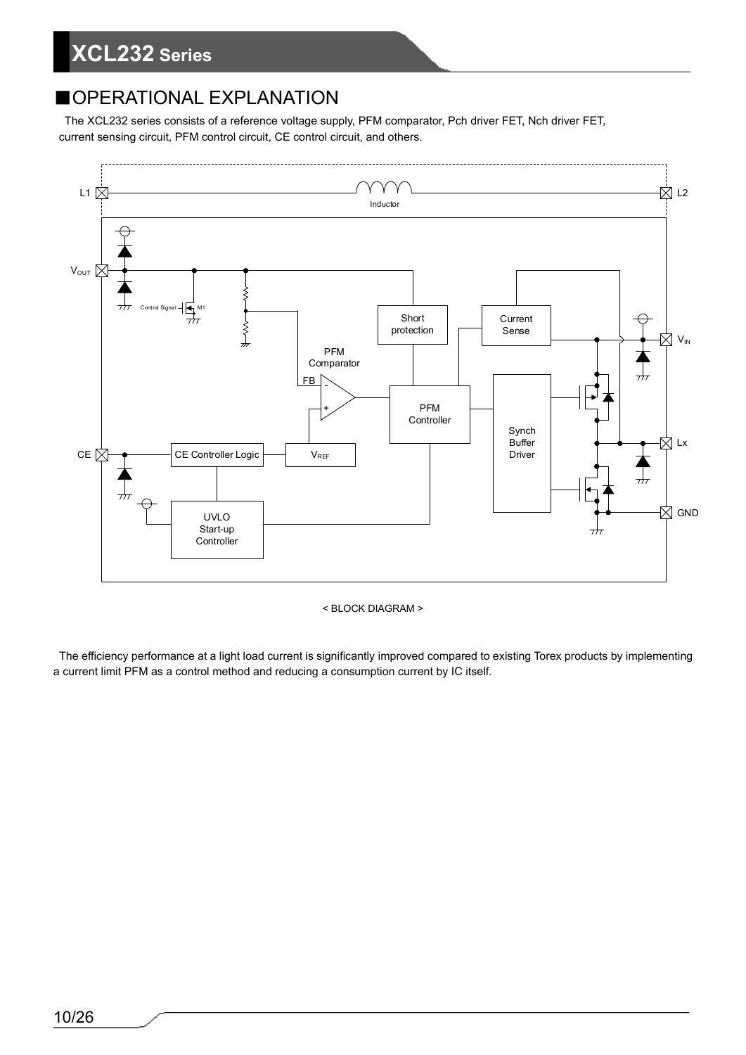## ■OPERATIONAL EXPLANATION

The XCL232 series consists of a reference voltage supply, PFM comparator, Pch driver FET, Nch driver FET, current sensing circuit, PFM control circuit, CE control circuit, and others.

< BLOCK DIAGRAM >

The efficiency performance at a light load current is significantly improved compared to existing Torex products by implementing a current limit PFM as a control method and reducing a consumption current by IC itself.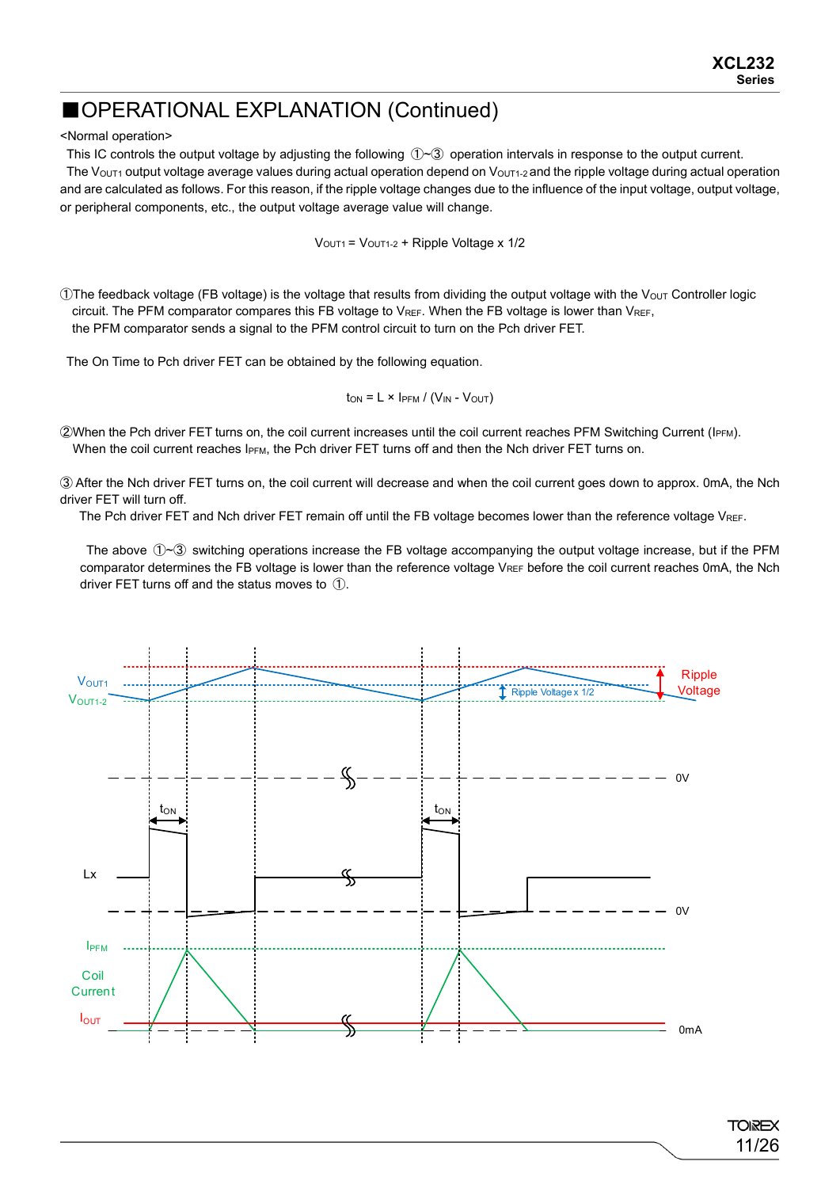## ■OPERATIONAL EXPLANATION (Continued)

<Normal operation>

This IC controls the output voltage by adjusting the following ①~③ operation intervals in response to the output current.

The $V_{OUT1}$ output voltage average values during actual operation depend on $V_{OUT1-2}$ and the ripple voltage during actual operation and are calculated as follows. For this reason, if the ripple voltage changes due to the influence of the input voltage, output voltage, or peripheral components, etc., the output voltage average value will change.

$$V_{OUT1} = V_{OUT1-2} + \text{Ripple Voltage} \times 1/2$$

①The feedback voltage (FB voltage) is the voltage that results from dividing the output voltage with the $V_{OUT}$ Controller logic circuit. The PFM comparator compares this FB voltage to $V_{REF}$. When the FB voltage is lower than $V_{REF}$, the PFM comparator sends a signal to the PFM control circuit to turn on the Pch driver FET.

The On Time to Pch driver FET can be obtained by the following equation.

$$t_{ON} = L \times I_{PFM} / (V_{IN} - V_{OUT})$$

②When the Pch driver FET turns on, the coil current increases until the coil current reaches PFM Switching Current ($I_{PFM}$). When the coil current reaches $I_{PFM}$, the Pch driver FET turns off and then the Nch driver FET turns on.

③ After the Nch driver FET turns on, the coil current will decrease and when the coil current goes down to approx. 0mA, the Nch driver FET will turn off.

The Pch driver FET and Nch driver FET remain off until the FB voltage becomes lower than the reference voltage $V_{REF}$.

The above ①~③ switching operations increase the FB voltage accompanying the output voltage increase, but if the PFM comparator determines the FB voltage is lower than the reference voltage $V_{REF}$ before the coil current reaches 0mA, the Nch driver FET turns off and the status moves to ①.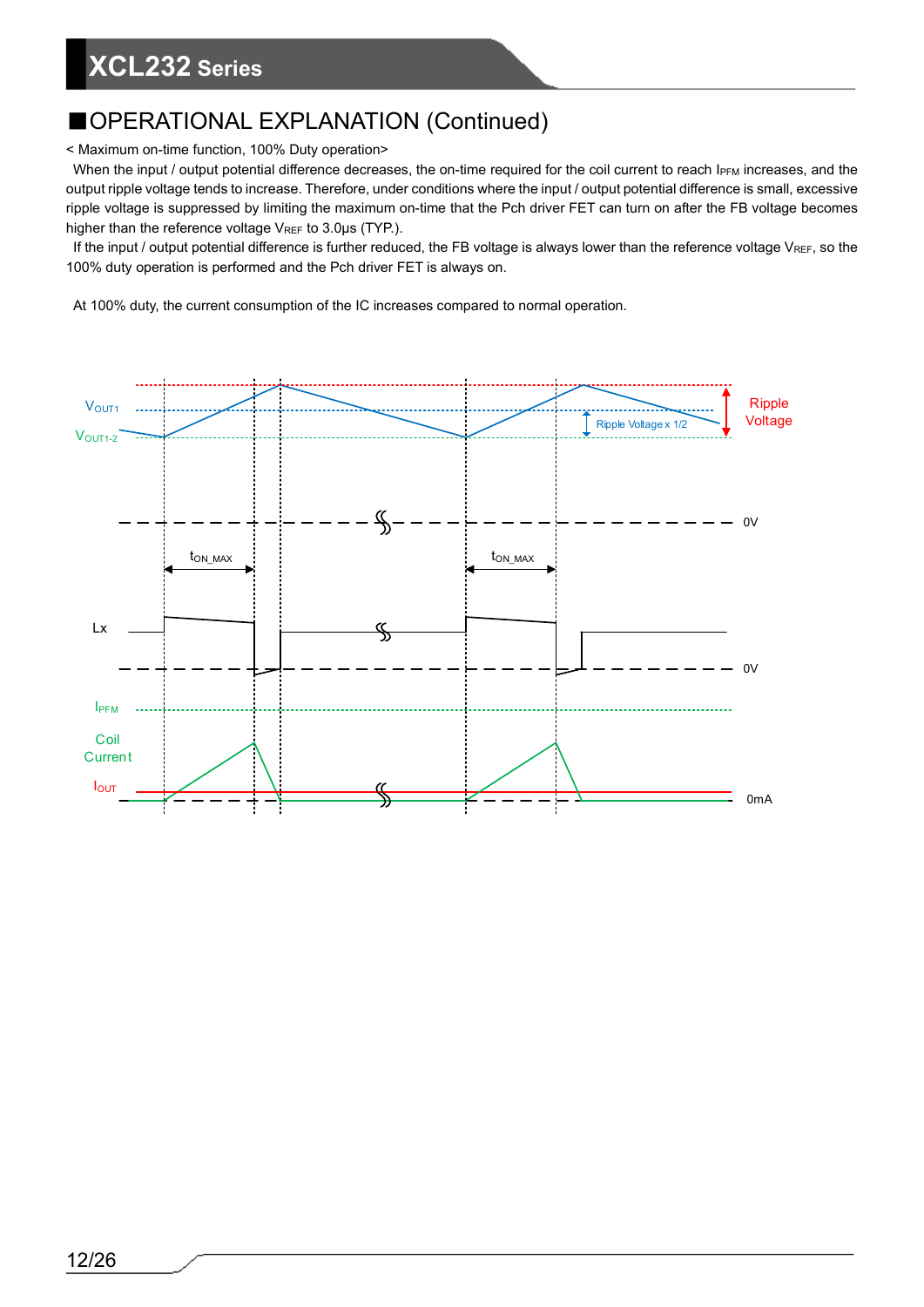## ■OPERATIONAL EXPLANATION (Continued)

< Maximum on-time function, 100% Duty operation>

When the input / output potential difference decreases, the on-time required for the coil current to reach $I_{PFM}$ increases, and the output ripple voltage tends to increase. Therefore, under conditions where the input / output potential difference is small, excessive ripple voltage is suppressed by limiting the maximum on-time that the Pch driver FET can turn on after the FB voltage becomes higher than the reference voltage $V_{REF}$ to 3.0μs (TYP.).

If the input / output potential difference is further reduced, the FB voltage is always lower than the reference voltage $V_{REF}$, so the 100% duty operation is performed and the Pch driver FET is always on.

At 100% duty, the current consumption of the IC increases compared to normal operation.

$V_{OUT1}$ $V_{OUT1-2}$ Ripple Voltage x 1/2 Ripple Voltage 0V $t_{ON\_MAX}$ $t_{ON\_MAX}$ Lx 0V $I_{PFM}$ Coil Current $I_{OUT}$ 0mA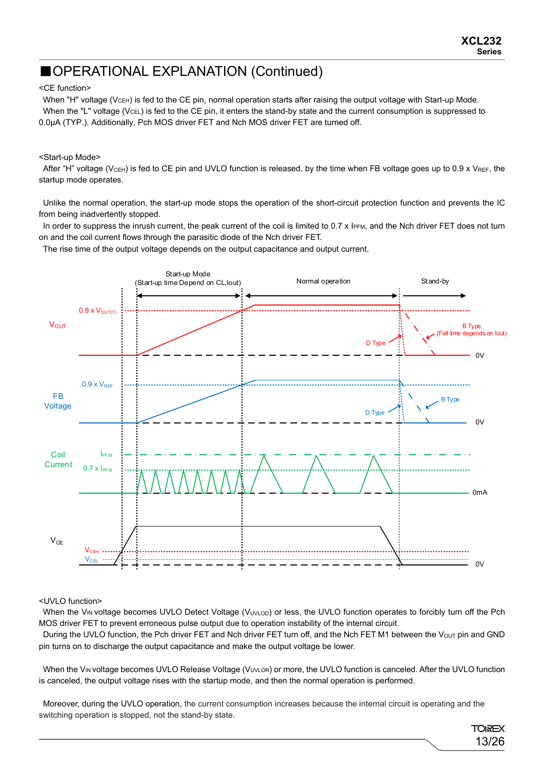## ■OPERATIONAL EXPLANATION (Continued)

<CE function>

When "H" voltage ($V_{CEH}$) is fed to the CE pin, normal operation starts after raising the output voltage with Start-up Mode.
When the "L" voltage ($V_{CEL}$) is fed to the CE pin, it enters the stand-by state and the current consumption is suppressed to 0.0μA (TYP.). Additionally, Pch MOS driver FET and Nch MOS driver FET are turned off.

<Start-up Mode>

After "H" voltage ($V_{CEH}$) is fed to CE pin and UVLO function is released, by the time when FB voltage goes up to 0.9 x $V_{REF}$, the startup mode operates.

Unlike the normal operation, the start-up mode stops the operation of the short-circuit protection function and prevents the IC from being inadvertently stopped.
In order to suppress the inrush current, the peak current of the coil is limited to 0.7 x $I_{PFM}$, and the Nch driver FET does not turn on and the coil current flows through the parasitic diode of the Nch driver FET.
The rise time of the output voltage depends on the output capacitance and output current.

<UVLO function>

When the $V_{IN}$ voltage becomes UVLO Detect Voltage ($V_{UVLOD}$) or less, the UVLO function operates to forcibly turn off the Pch MOS driver FET to prevent erroneous pulse output due to operation instability of the internal circuit.
During the UVLO function, the Pch driver FET and Nch driver FET turn off, and the Nch FET M1 between the $V_{OUT}$ pin and GND pin turns on to discharge the output capacitance and make the output voltage be lower.

When the $V_{IN}$ voltage becomes UVLO Release Voltage ($V_{UVLOR}$) or more, the UVLO function is canceled. After the UVLO function is canceled, the output voltage rises with the startup mode, and then the normal operation is performed.

Moreover, during the UVLO operation, the current consumption increases because the internal circuit is operating and the switching operation is stopped, not the stand-by state.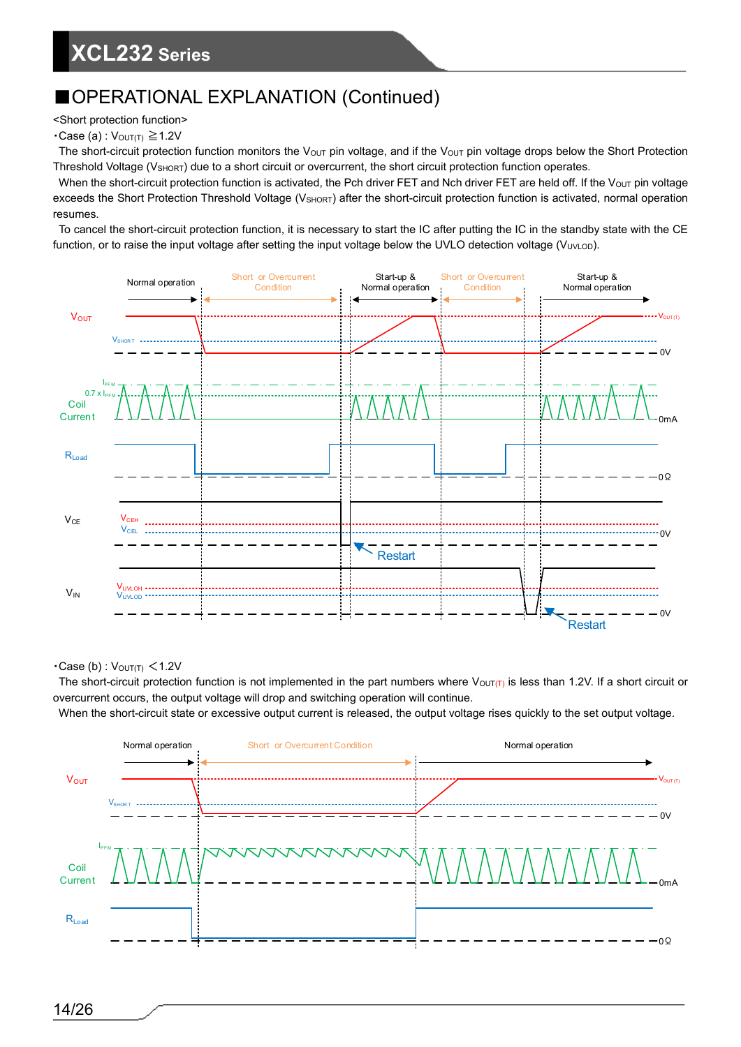## ■OPERATIONAL EXPLANATION (Continued)

<Short protection function>

・Case (a) : $V_{OUT(T)}$ ≧1.2V

The short-circuit protection function monitors the $V_{OUT}$ pin voltage, and if the $V_{OUT}$ pin voltage drops below the Short Protection Threshold Voltage ($V_{SHORT}$) due to a short circuit or overcurrent, the short circuit protection function operates.

When the short-circuit protection function is activated, the Pch driver FET and Nch driver FET are held off. If the $V_{OUT}$ pin voltage exceeds the Short Protection Threshold Voltage ($V_{SHORT}$) after the short-circuit protection function is activated, normal operation resumes.

To cancel the short-circuit protection function, it is necessary to start the IC after putting the IC in the standby state with the CE function, or to raise the input voltage after setting the input voltage below the UVLO detection voltage ($V_{UVLOD}$).

Normal operation / Short or Overcurrent Condition / Start-up & Normal operation / Short or Overcurrent Condition / Start-up & Normal operation

$V_{OUT}$, $V_{SHORT}$, $V_{OUT(T)}$, 0V

Coil Current, $I_{PFM}$, 0.7 x $I_{PFM}$, 0mA

$R_{Load}$, 0Ω

$V_{CE}$, $V_{CEH}$, $V_{CEL}$, 0V, Restart

$V_{IN}$, $V_{UVLOH}$, $V_{UVLOD}$, 0V, Restart

・Case (b) : $V_{OUT(T)}$ <1.2V

The short-circuit protection function is not implemented in the part numbers where $V_{OUT(T)}$ is less than 1.2V. If a short circuit or overcurrent occurs, the output voltage will drop and switching operation will continue.

When the short-circuit state or excessive output current is released, the output voltage rises quickly to the set output voltage.

Normal operation / Short or Overcurrent Condition / Normal operation

$V_{OUT}$, $V_{SHORT}$, $V_{OUT(T)}$, 0V

Coil Current, $I_{PFM}$, 0mA

$R_{Load}$, 0Ω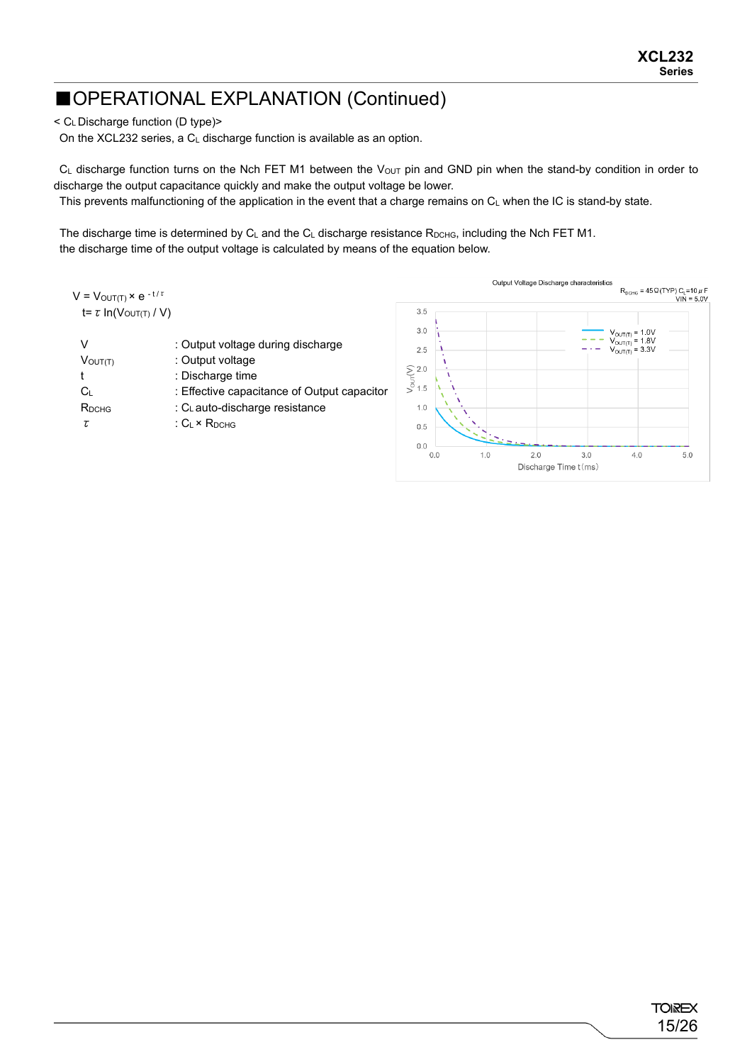# ■OPERATIONAL EXPLANATION (Continued)

< $C_L$ Discharge function (D type)>

On the XCL232 series, a $C_L$ discharge function is available as an option.

$C_L$ discharge function turns on the Nch FET M1 between the $V_{OUT}$ pin and GND pin when the stand-by condition in order to discharge the output capacitance quickly and make the output voltage be lower.
This prevents malfunctioning of the application in the event that a charge remains on $C_L$ when the IC is stand-by state.

The discharge time is determined by $C_L$ and the $C_L$ discharge resistance $R_{DCHG}$, including the Nch FET M1.
the discharge time of the output voltage is calculated by means of the equation below.

$$V = V_{OUT(T)} \times e^{-t/\tau}$$

$$t = \tau \ln(V_{OUT(T)} / V)$$

| | |
|---|---|
| $V$ | : Output voltage during discharge |
| $V_{OUT(T)}$ | : Output voltage |
| $t$ | : Discharge time |
| $C_L$ | : Effective capacitance of Output capacitor |
| $R_{DCHG}$ | : $C_L$ auto-discharge resistance |
| $\tau$ | : $C_L \times R_{DCHG}$ |

Output Voltage Discharge characteristics

$R_{DCHG}$ = 45Ω(TYP) $C_L$=10μF
VIN = 5.0V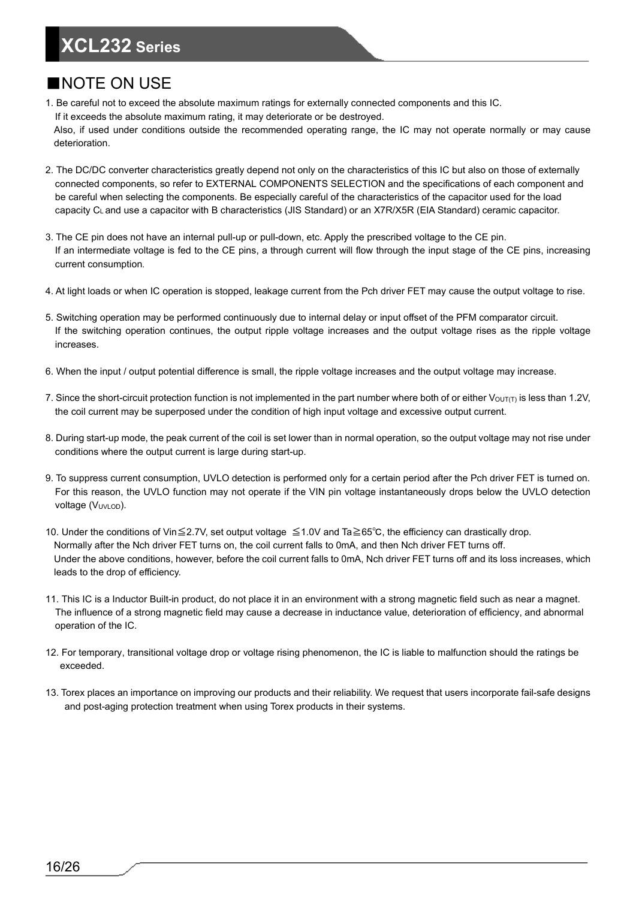## ■NOTE ON USE

1. Be careful not to exceed the absolute maximum ratings for externally connected components and this IC.
   If it exceeds the absolute maximum rating, it may deteriorate or be destroyed.
   Also, if used under conditions outside the recommended operating range, the IC may not operate normally or may cause deterioration.

2. The DC/DC converter characteristics greatly depend not only on the characteristics of this IC but also on those of externally connected components, so refer to EXTERNAL COMPONENTS SELECTION and the specifications of each component and be careful when selecting the components. Be especially careful of the characteristics of the capacitor used for the load capacity $C_L$ and use a capacitor with B characteristics (JIS Standard) or an X7R/X5R (EIA Standard) ceramic capacitor.

3. The CE pin does not have an internal pull-up or pull-down, etc. Apply the prescribed voltage to the CE pin.
   If an intermediate voltage is fed to the CE pins, a through current will flow through the input stage of the CE pins, increasing current consumption.

4. At light loads or when IC operation is stopped, leakage current from the Pch driver FET may cause the output voltage to rise.

5. Switching operation may be performed continuously due to internal delay or input offset of the PFM comparator circuit.
   If the switching operation continues, the output ripple voltage increases and the output voltage rises as the ripple voltage increases.

6. When the input / output potential difference is small, the ripple voltage increases and the output voltage may increase.

7. Since the short-circuit protection function is not implemented in the part number where both of or either $V_{OUT(T)}$ is less than 1.2V, the coil current may be superposed under the condition of high input voltage and excessive output current.

8. During start-up mode, the peak current of the coil is set lower than in normal operation, so the output voltage may not rise under conditions where the output current is large during start-up.

9. To suppress current consumption, UVLO detection is performed only for a certain period after the Pch driver FET is turned on. For this reason, the UVLO function may not operate if the VIN pin voltage instantaneously drops below the UVLO detection voltage ($V_{UVLOD}$).

10. Under the conditions of Vin≦2.7V, set output voltage ≦1.0V and Ta≧65℃, the efficiency can drastically drop.
    Normally after the Nch driver FET turns on, the coil current falls to 0mA, and then Nch driver FET turns off.
    Under the above conditions, however, before the coil current falls to 0mA, Nch driver FET turns off and its loss increases, which leads to the drop of efficiency.

11. This IC is a Inductor Built-in product, do not place it in an environment with a strong magnetic field such as near a magnet.
    The influence of a strong magnetic field may cause a decrease in inductance value, deterioration of efficiency, and abnormal operation of the IC.

12. For temporary, transitional voltage drop or voltage rising phenomenon, the IC is liable to malfunction should the ratings be exceeded.

13. Torex places an importance on improving our products and their reliability. We request that users incorporate fail-safe designs and post-aging protection treatment when using Torex products in their systems.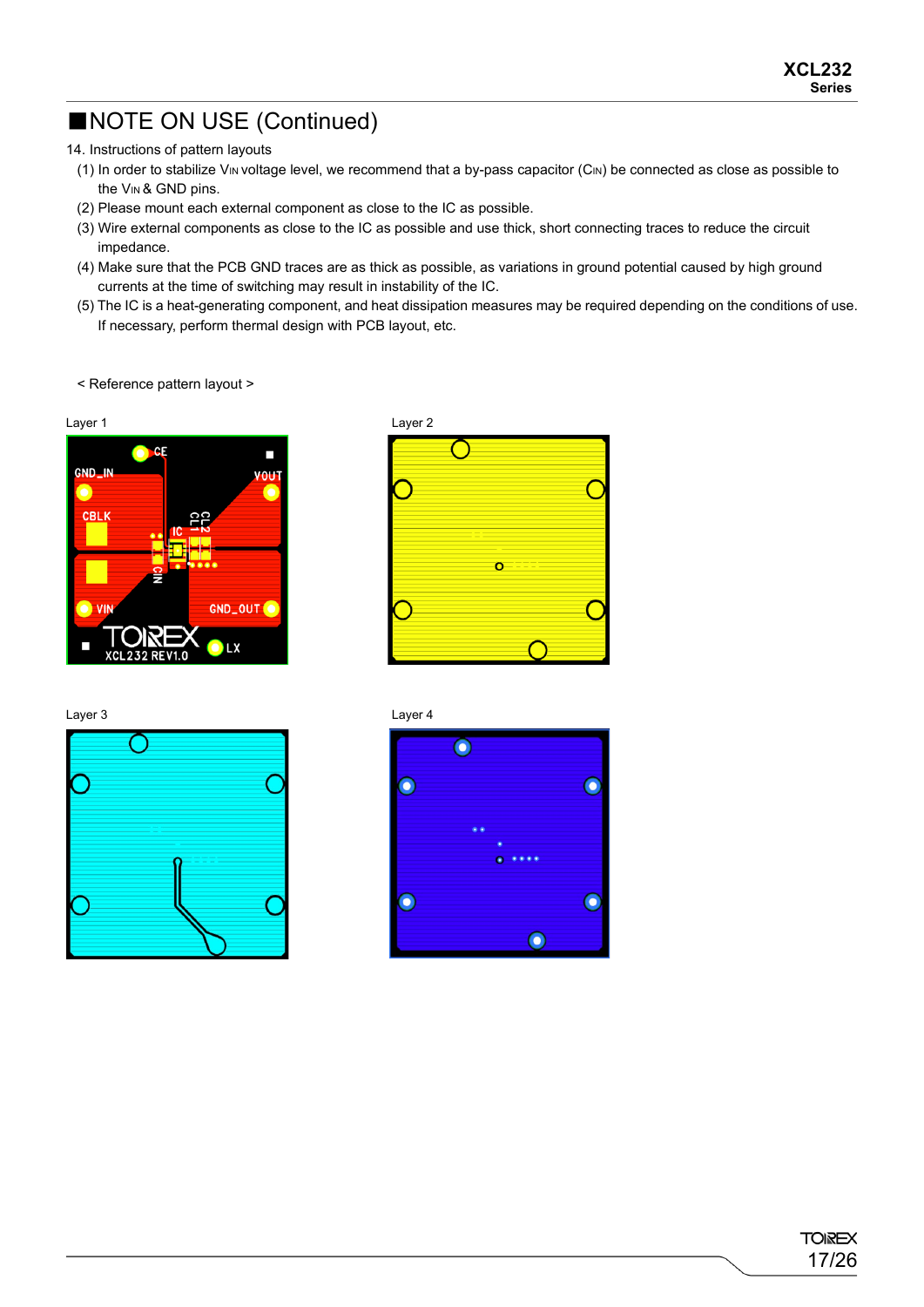## ■NOTE ON USE (Continued)

14. Instructions of pattern layouts
   (1) In order to stabilize $V_{IN}$ voltage level, we recommend that a by-pass capacitor ($C_{IN}$) be connected as close as possible to the $V_{IN}$ & GND pins.
   (2) Please mount each external component as close to the IC as possible.
   (3) Wire external components as close to the IC as possible and use thick, short connecting traces to reduce the circuit impedance.
   (4) Make sure that the PCB GND traces are as thick as possible, as variations in ground potential caused by high ground currents at the time of switching may result in instability of the IC.
   (5) The IC is a heat-generating component, and heat dissipation measures may be required depending on the conditions of use. If necessary, perform thermal design with PCB layout, etc.

< Reference pattern layout >

Layer 1

Layer 2

Layer 3

Layer 4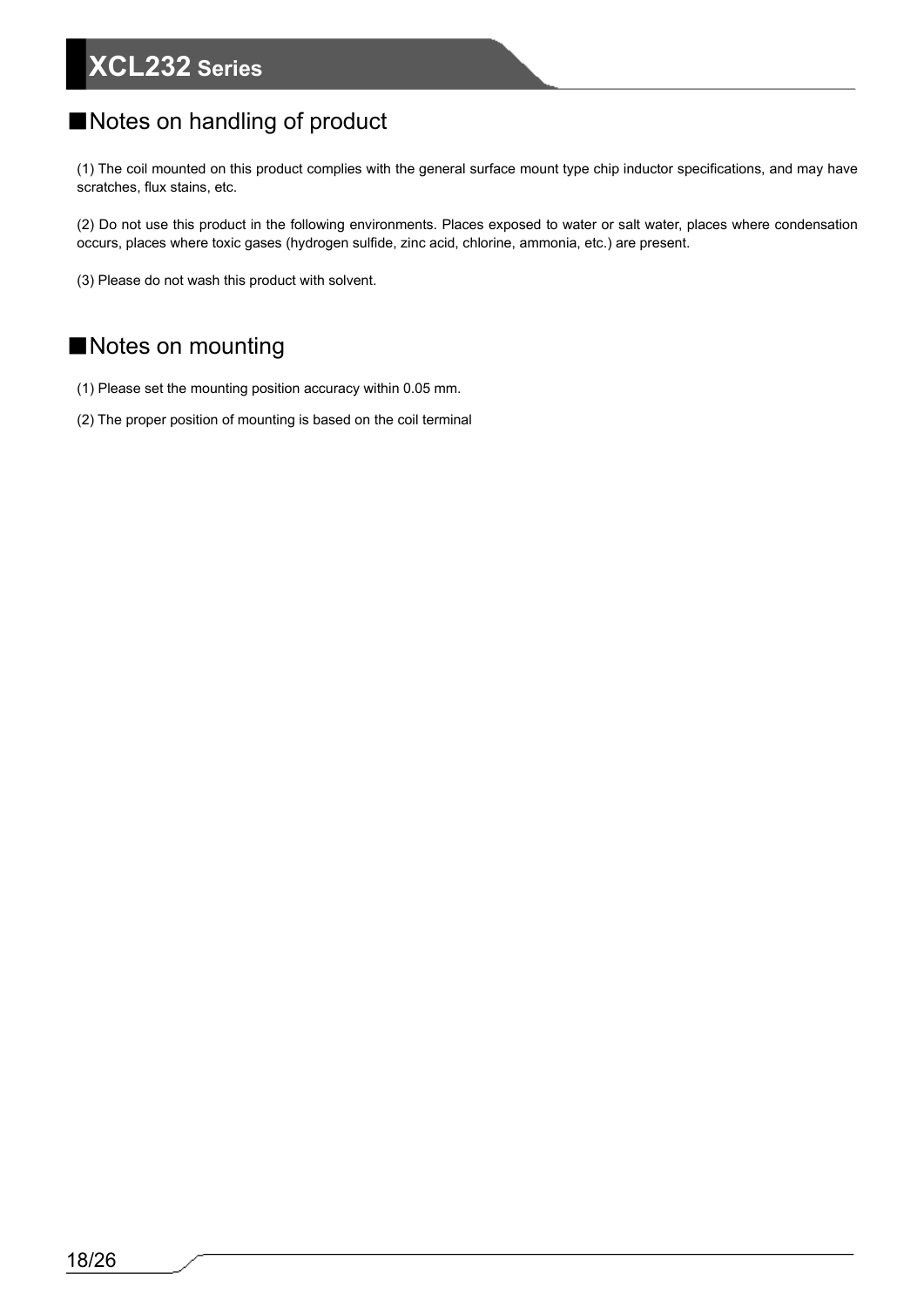## ■Notes on handling of product

(1) The coil mounted on this product complies with the general surface mount type chip inductor specifications, and may have scratches, flux stains, etc.

(2) Do not use this product in the following environments. Places exposed to water or salt water, places where condensation occurs, places where toxic gases (hydrogen sulfide, zinc acid, chlorine, ammonia, etc.) are present.

(3) Please do not wash this product with solvent.

## ■Notes on mounting

(1) Please set the mounting position accuracy within 0.05 mm.

(2) The proper position of mounting is based on the coil terminal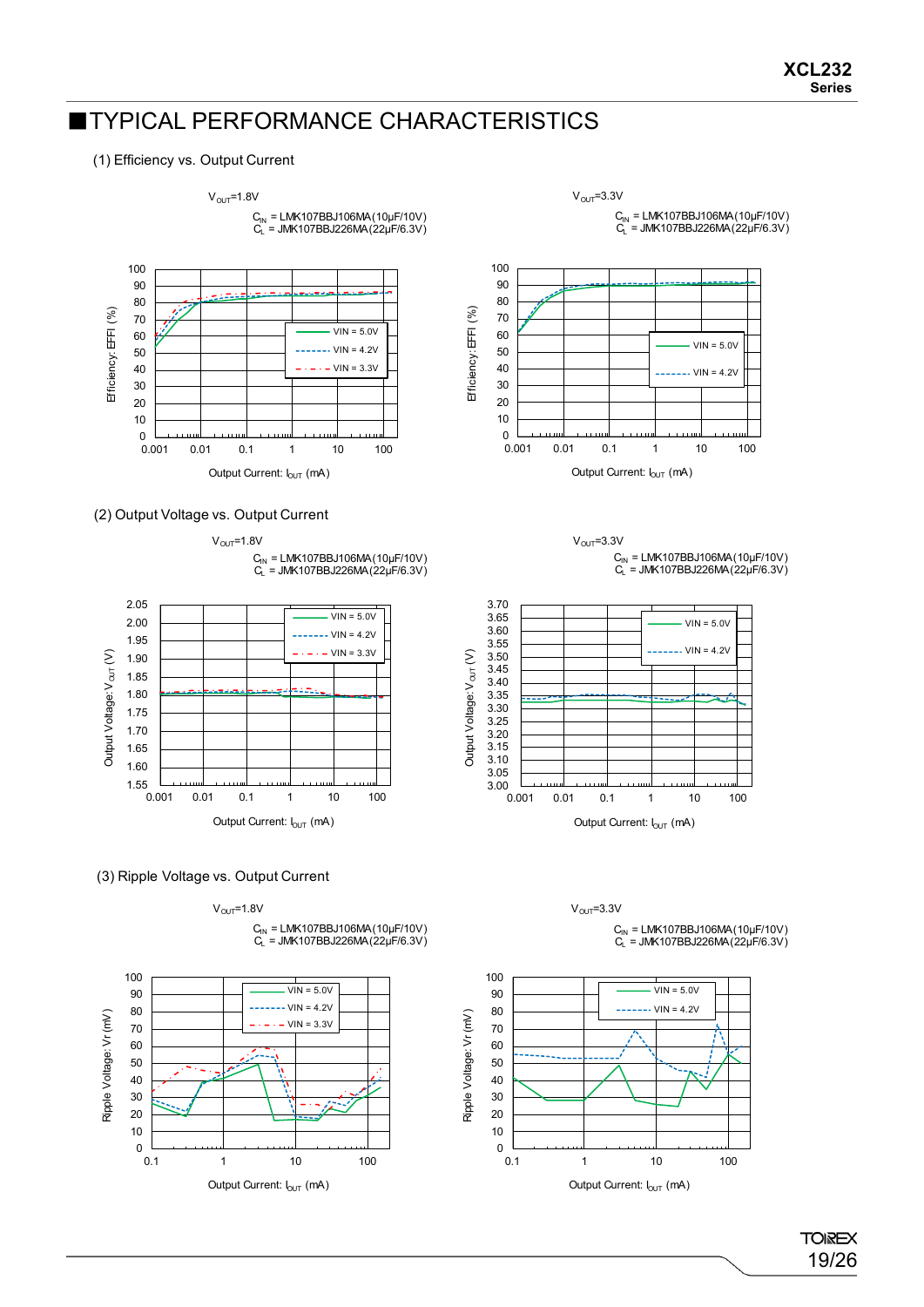## ■TYPICAL PERFORMANCE CHARACTERISTICS

(1) Efficiency vs. Output Current

$V_{OUT}$=1.8V

$C_{IN}$ = LMK107BBJ106MA(10μF/10V)
$C_L$ = JMK107BBJ226MA(22μF/6.3V)

$V_{OUT}$=3.3V

$C_{IN}$ = LMK107BBJ106MA(10μF/10V)
$C_L$ = JMK107BBJ226MA(22μF/6.3V)

(2) Output Voltage vs. Output Current

$V_{OUT}$=1.8V

$C_{IN}$ = LMK107BBJ106MA(10μF/10V)
$C_L$ = JMK107BBJ226MA(22μF/6.3V)

$V_{OUT}$=3.3V

$C_{IN}$ = LMK107BBJ106MA(10μF/10V)
$C_L$ = JMK107BBJ226MA(22μF/6.3V)

(3) Ripple Voltage vs. Output Current

$V_{OUT}$=1.8V

$C_{IN}$ = LMK107BBJ106MA(10μF/10V)
$C_L$ = JMK107BBJ226MA(22μF/6.3V)

$V_{OUT}$=3.3V

$C_{IN}$ = LMK107BBJ106MA(10μF/10V)
$C_L$ = JMK107BBJ226MA(22μF/6.3V)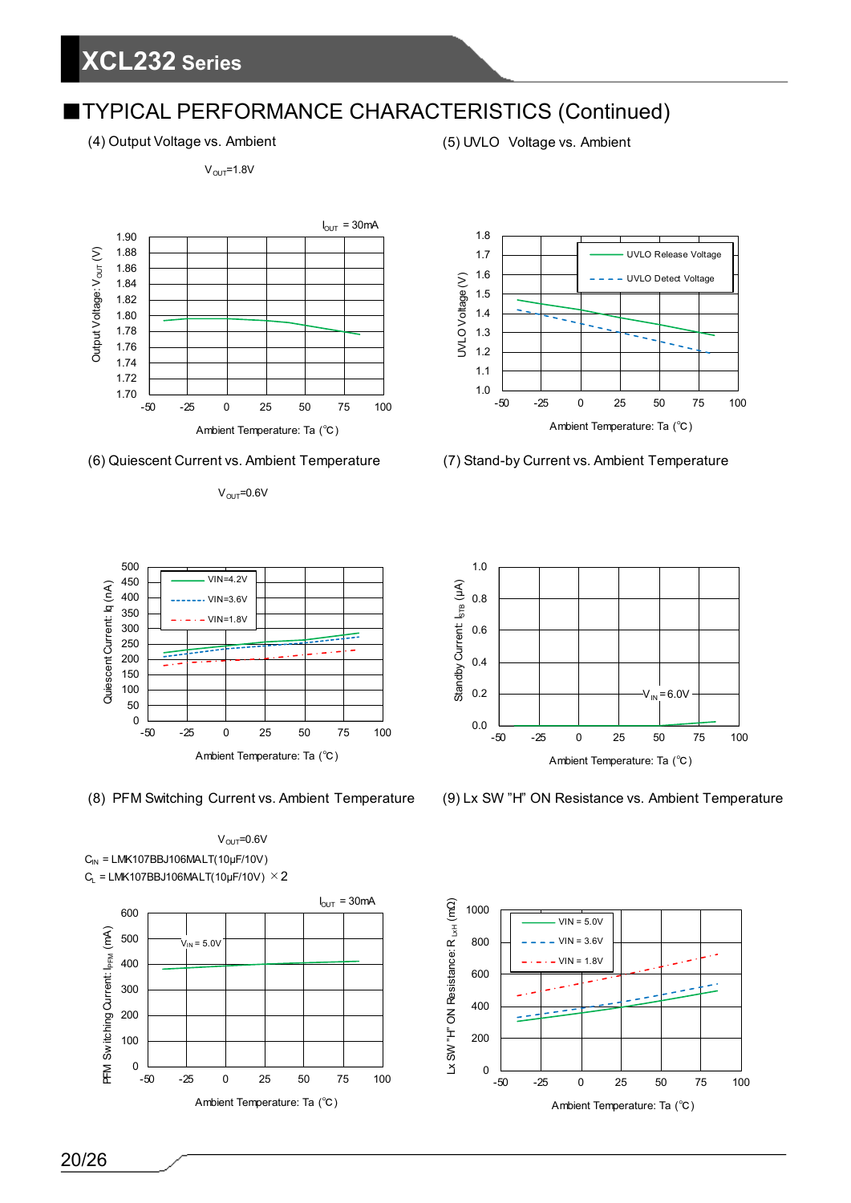## ■TYPICAL PERFORMANCE CHARACTERISTICS (Continued)

(4) Output Voltage vs. Ambient

$V_{OUT}$=1.8V

$I_{OUT}$ = 30mA

Output Voltage: $V_{OUT}$ (V)

Ambient Temperature: Ta (℃)

(5) UVLO Voltage vs. Ambient

UVLO Release Voltage

UVLO Detect Voltage

UVLO Voltage (V)

Ambient Temperature: Ta (℃)

(6) Quiescent Current vs. Ambient Temperature

$V_{OUT}$=0.6V

VIN=4.2V

VIN=3.6V

VIN=1.8V

Quiescent Current: Iq (nA)

Ambient Temperature: Ta (℃)

(7) Stand-by Current vs. Ambient Temperature

$V_{IN}$ = 6.0V

Standby Current: $I_{STB}$ (μA)

Ambient Temperature: Ta (℃)

(8) PFM Switching Current vs. Ambient Temperature

$V_{OUT}$=0.6V

$C_{IN}$ = LMK107BBJ106MALT(10μF/10V)

$C_L$ = LMK107BBJ106MALT(10μF/10V) ×2

$I_{OUT}$ = 30mA

$V_{IN}$ = 5.0V

PFM Switching Current: $I_{PFM}$ (mA)

Ambient Temperature: Ta (℃)

(9) Lx SW "H" ON Resistance vs. Ambient Temperature

VIN = 5.0V

VIN = 3.6V

VIN = 1.8V

Lx SW "H" ON Resistance: $R_{LxH}$ (mΩ)

Ambient Temperature: Ta (℃)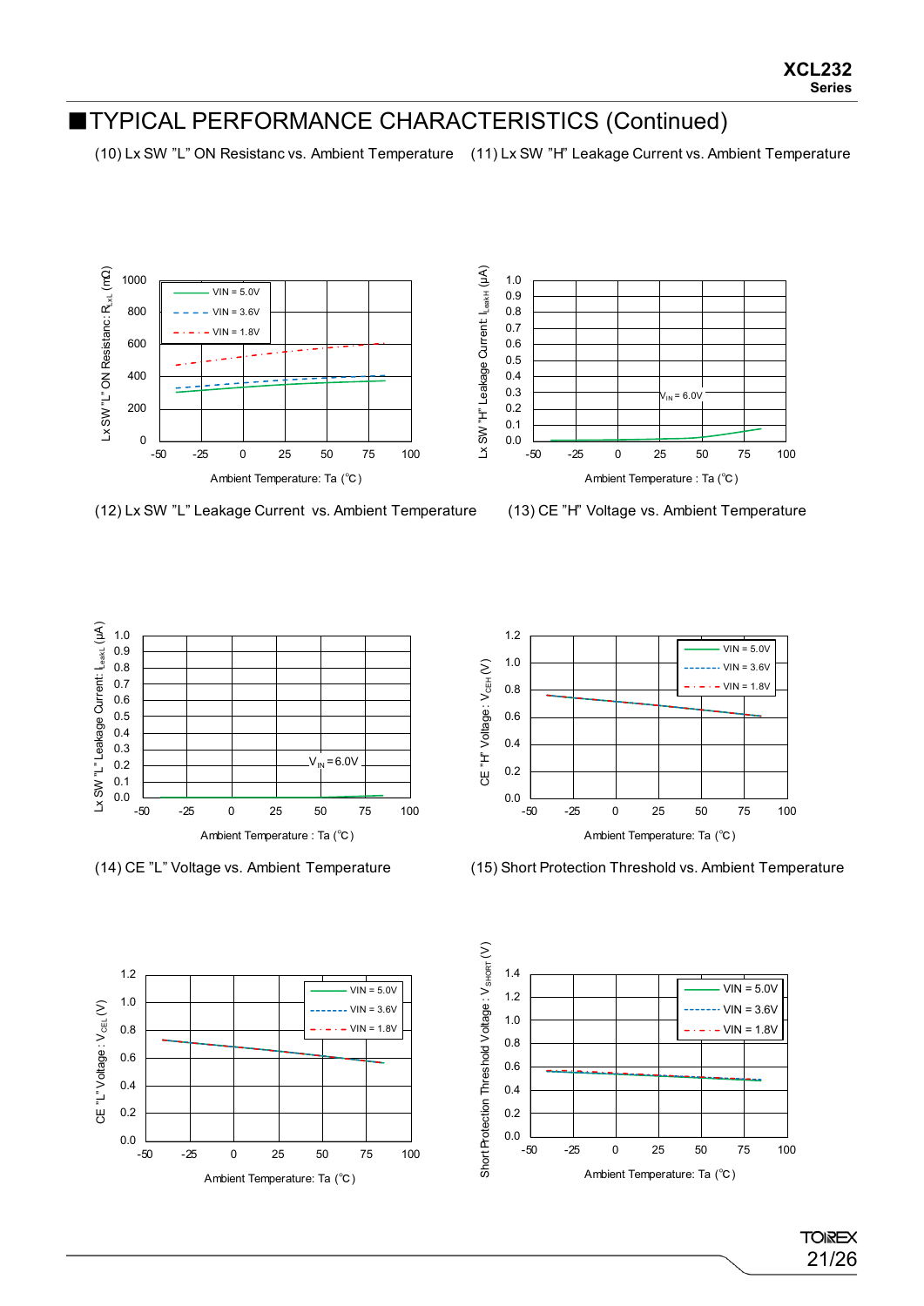## ■TYPICAL PERFORMANCE CHARACTERISTICS (Continued)

(10) Lx SW "L" ON Resistanc vs. Ambient Temperature

Lx SW "L" ON Resistanc: $R_{LxL}$ (mΩ)

VIN = 5.0V
VIN = 3.6V
VIN = 1.8V

Ambient Temperature: Ta (℃)

(11) Lx SW "H" Leakage Current vs. Ambient Temperature

Lx SW "H" Leakage Current: $I_{LeakH}$ (μA)

$V_{IN}$ = 6.0V

Ambient Temperature : Ta (℃)

(12) Lx SW "L" Leakage Current vs. Ambient Temperature

Lx SW "L" Leakage Current: $I_{LeakL}$ (μA)

$V_{IN}$ = 6.0V

Ambient Temperature : Ta (℃)

(13) CE "H" Voltage vs. Ambient Temperature

CE "H" Voltage : $V_{CEH}$ (V)

VIN = 5.0V
VIN = 3.6V
VIN = 1.8V

Ambient Temperature: Ta (℃)

(14) CE "L" Voltage vs. Ambient Temperature

CE "L" Voltage : $V_{CEL}$ (V)

VIN = 5.0V
VIN = 3.6V
VIN = 1.8V

Ambient Temperature: Ta (℃)

(15) Short Protection Threshold vs. Ambient Temperature

Short Protection Threshold Voltage : $V_{SHORT}$ (V)

VIN = 5.0V
VIN = 3.6V
VIN = 1.8V

Ambient Temperature: Ta (℃)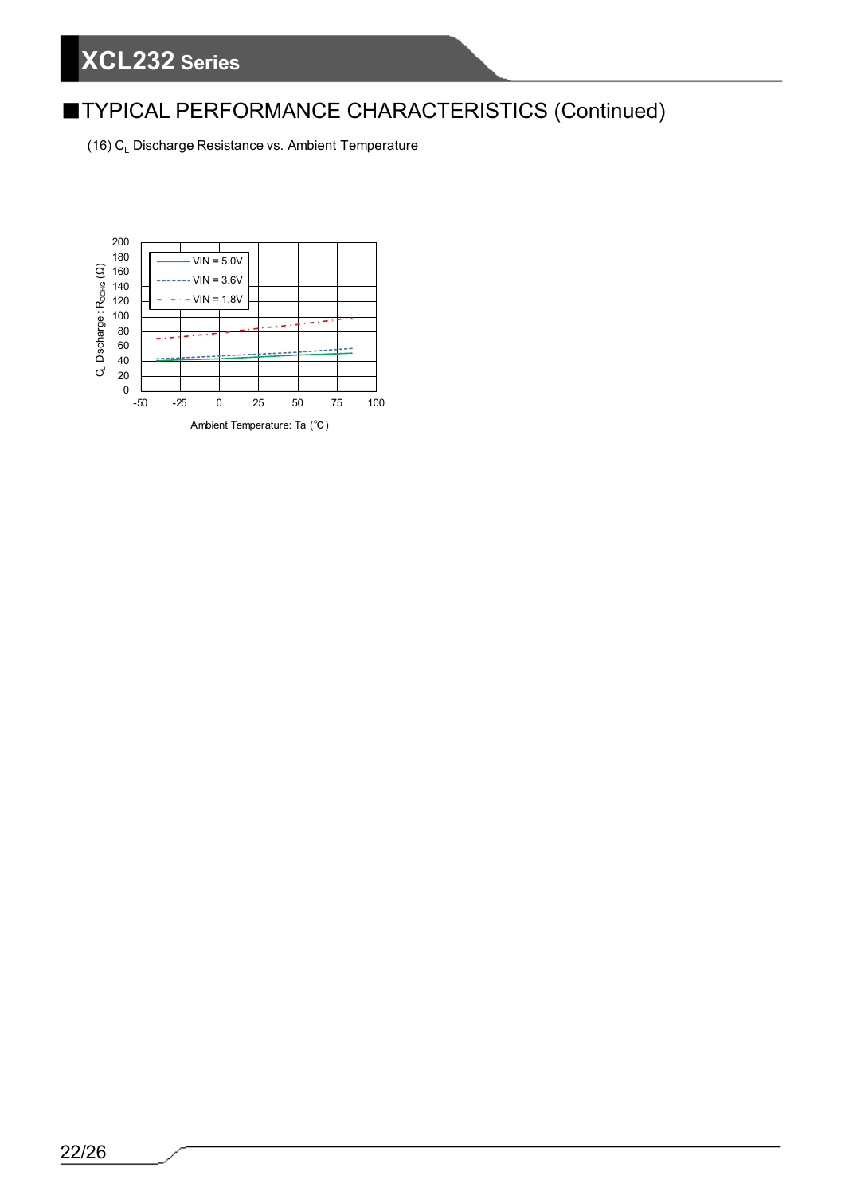## ■TYPICAL PERFORMANCE CHARACTERISTICS (Continued)

(16) $C_L$ Discharge Resistance vs. Ambient Temperature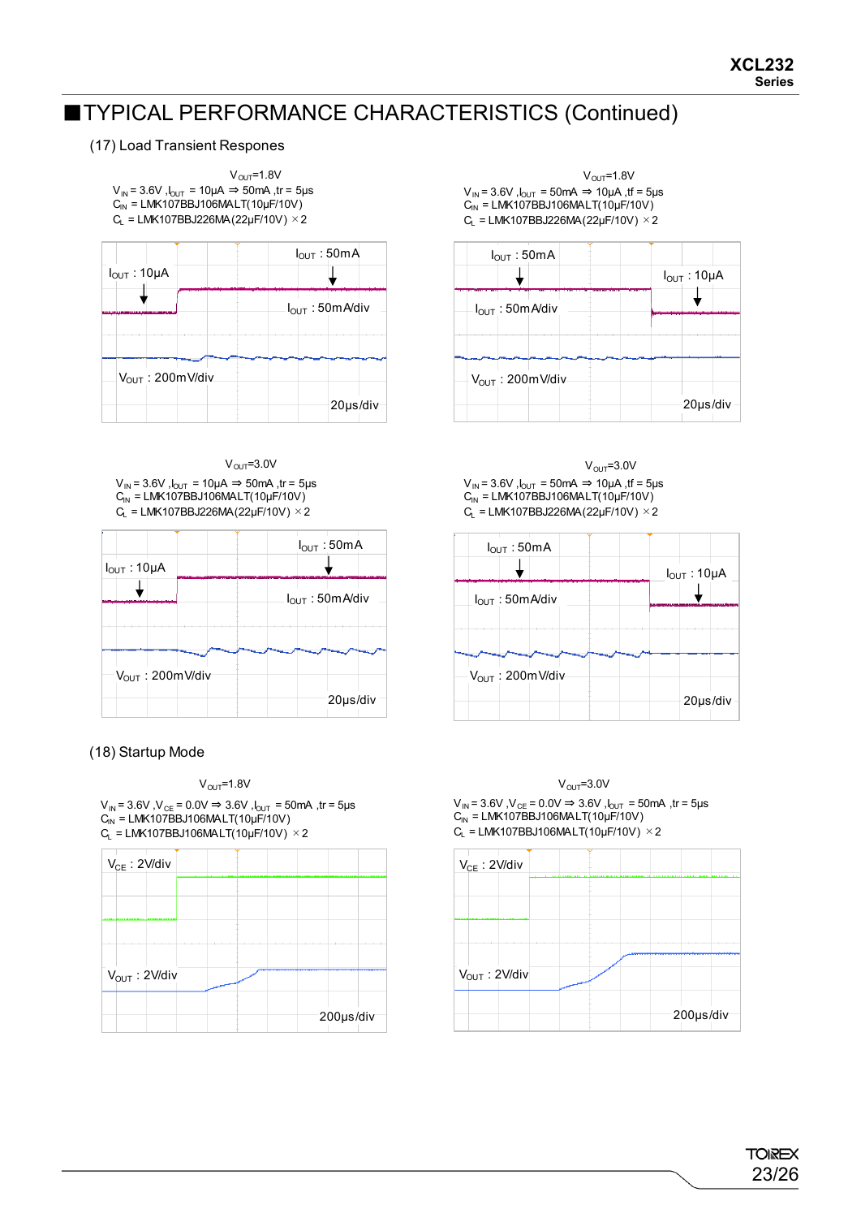## ■TYPICAL PERFORMANCE CHARACTERISTICS (Continued)

### (17) Load Transient Respones

$V_{OUT}$=1.8V

$V_{IN}$ = 3.6V , $I_{OUT}$ = 10μA ⇒ 50mA , tr = 5μs
$C_{IN}$ = LMK107BBJ106MALT(10μF/10V)
$C_L$ = LMK107BBJ226MA(22μF/10V) ×2

$I_{OUT}$ : 10μA
$I_{OUT}$ : 50mA
$I_{OUT}$ : 50mA/div
$V_{OUT}$ : 200mV/div
20μs/div

$V_{OUT}$=1.8V

$V_{IN}$ = 3.6V , $I_{OUT}$ = 50mA ⇒ 10μA , tf = 5μs
$C_{IN}$ = LMK107BBJ106MALT(10μF/10V)
$C_L$ = LMK107BBJ226MA(22μF/10V) ×2

$I_{OUT}$ : 50mA
$I_{OUT}$ : 10μA
$I_{OUT}$ : 50mA/div
$V_{OUT}$ : 200mV/div
20μs/div

$V_{OUT}$=3.0V

$V_{IN}$ = 3.6V , $I_{OUT}$ = 10μA ⇒ 50mA , tr = 5μs
$C_{IN}$ = LMK107BBJ106MALT(10μF/10V)
$C_L$ = LMK107BBJ226MA(22μF/10V) ×2

$I_{OUT}$ : 10μA
$I_{OUT}$ : 50mA
$I_{OUT}$ : 50mA/div
$V_{OUT}$ : 200mV/div
20μs/div

$V_{OUT}$=3.0V

$V_{IN}$ = 3.6V , $I_{OUT}$ = 50mA ⇒ 10μA , tf = 5μs
$C_{IN}$ = LMK107BBJ106MALT(10μF/10V)
$C_L$ = LMK107BBJ226MA(22μF/10V) ×2

$I_{OUT}$ : 50mA
$I_{OUT}$ : 10μA
$I_{OUT}$ : 50mA/div
$V_{OUT}$ : 200mV/div
20μs/div

### (18) Startup Mode

$V_{OUT}$=1.8V

$V_{IN}$ = 3.6V , $V_{CE}$ = 0.0V ⇒ 3.6V , $I_{OUT}$ = 50mA , tr = 5μs
$C_{IN}$ = LMK107BBJ106MALT(10μF/10V)
$C_L$ = LMK107BBJ106MALT(10μF/10V) ×2

$V_{CE}$ : 2V/div
$V_{OUT}$ : 2V/div
200μs/div

$V_{OUT}$=3.0V

$V_{IN}$ = 3.6V , $V_{CE}$ = 0.0V ⇒ 3.6V , $I_{OUT}$ = 50mA , tr = 5μs
$C_{IN}$ = LMK107BBJ106MALT(10μF/10V)
$C_L$ = LMK107BBJ106MALT(10μF/10V) ×2

$V_{CE}$ : 2V/div
$V_{OUT}$ : 2V/div
200μs/div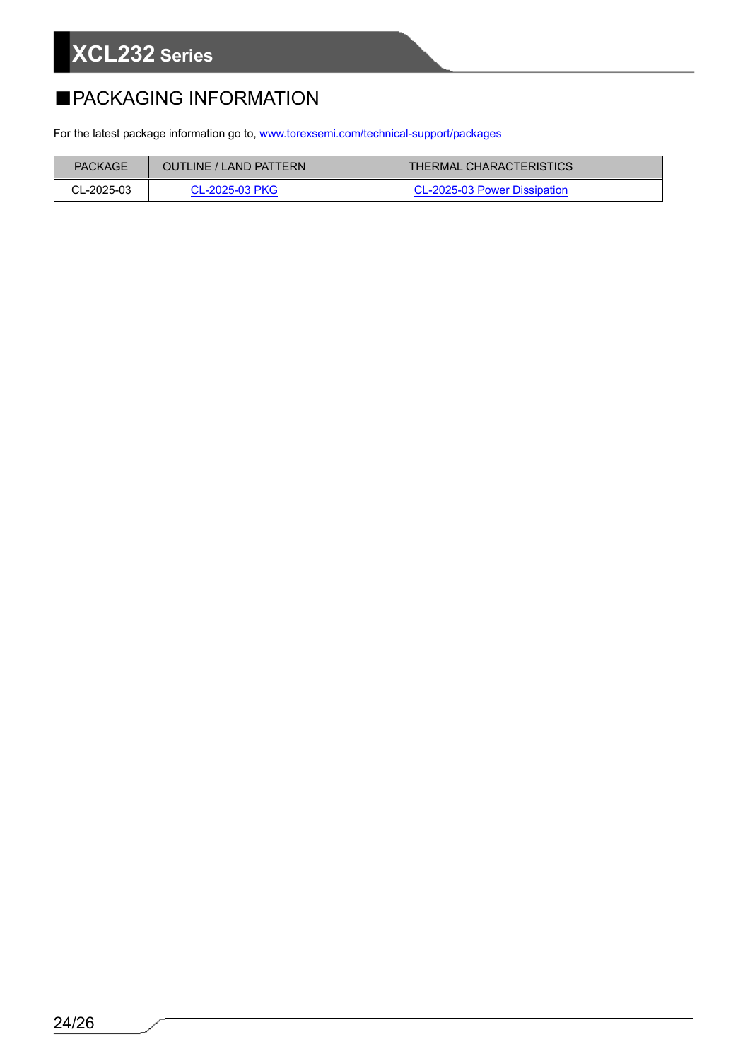## ■PACKAGING INFORMATION

For the latest package information go to, www.torexsemi.com/technical-support/packages

| PACKAGE | OUTLINE / LAND PATTERN | THERMAL CHARACTERISTICS |
|---|---|---|
| CL-2025-03 | CL-2025-03 PKG | CL-2025-03 Power Dissipation |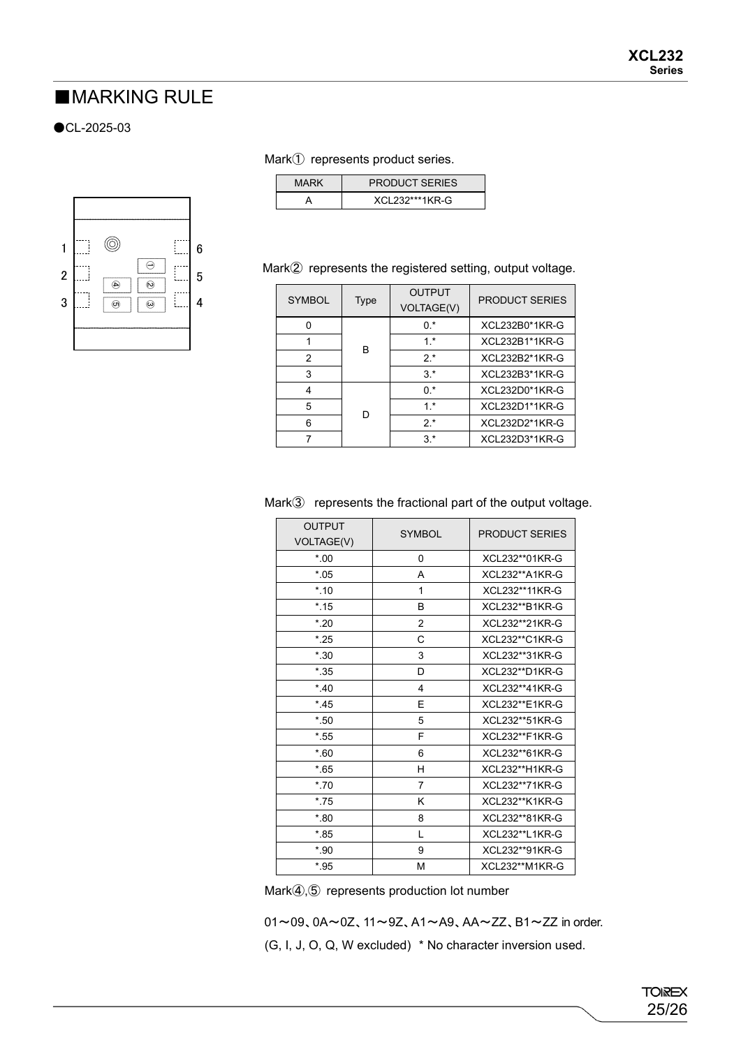## ■MARKING RULE

●CL-2025-03

Mark① represents product series.

| MARK | PRODUCT SERIES |
|---|---|
| A | XCL232***1KR-G |

Mark② represents the registered setting, output voltage.

| SYMBOL | Type | OUTPUT VOLTAGE(V) | PRODUCT SERIES |
|---|---|---|---|
| 0 | B | 0.* | XCL232B0*1KR-G |
| 1 | | 1.* | XCL232B1*1KR-G |
| 2 | | 2.* | XCL232B2*1KR-G |
| 3 | | 3.* | XCL232B3*1KR-G |
| 4 | D | 0.* | XCL232D0*1KR-G |
| 5 | | 1.* | XCL232D1*1KR-G |
| 6 | | 2.* | XCL232D2*1KR-G |
| 7 | | 3.* | XCL232D3*1KR-G |

Mark③ represents the fractional part of the output voltage.

| OUTPUT VOLTAGE(V) | SYMBOL | PRODUCT SERIES |
|---|---|---|
| *.00 | 0 | XCL232**01KR-G |
| *.05 | A | XCL232**A1KR-G |
| *.10 | 1 | XCL232**11KR-G |
| *.15 | B | XCL232**B1KR-G |
| *.20 | 2 | XCL232**21KR-G |
| *.25 | C | XCL232**C1KR-G |
| *.30 | 3 | XCL232**31KR-G |
| *.35 | D | XCL232**D1KR-G |
| *.40 | 4 | XCL232**41KR-G |
| *.45 | E | XCL232**E1KR-G |
| *.50 | 5 | XCL232**51KR-G |
| *.55 | F | XCL232**F1KR-G |
| *.60 | 6 | XCL232**61KR-G |
| *.65 | H | XCL232**H1KR-G |
| *.70 | 7 | XCL232**71KR-G |
| *.75 | K | XCL232**K1KR-G |
| *.80 | 8 | XCL232**81KR-G |
| *.85 | L | XCL232**L1KR-G |
| *.90 | 9 | XCL232**91KR-G |
| *.95 | M | XCL232**M1KR-G |

Mark④,⑤ represents production lot number

01～09、0A～0Z、11～9Z、A1～A9、AA～ZZ、B1～ZZ in order.

(G, I, J, O, Q, W excluded) * No character inversion used.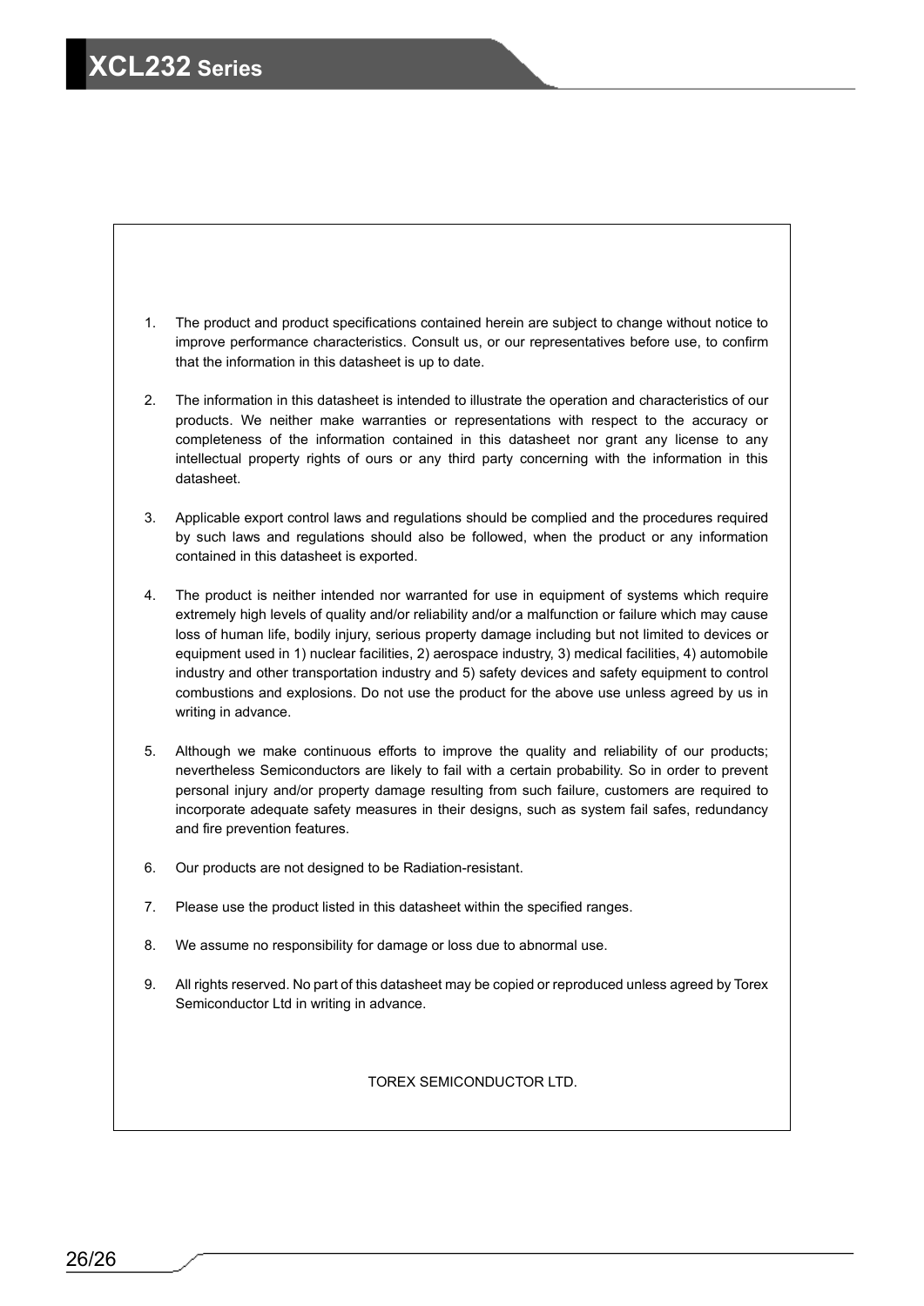1. The product and product specifications contained herein are subject to change without notice to improve performance characteristics. Consult us, or our representatives before use, to confirm that the information in this datasheet is up to date.

2. The information in this datasheet is intended to illustrate the operation and characteristics of our products. We neither make warranties or representations with respect to the accuracy or completeness of the information contained in this datasheet nor grant any license to any intellectual property rights of ours or any third party concerning with the information in this datasheet.

3. Applicable export control laws and regulations should be complied and the procedures required by such laws and regulations should also be followed, when the product or any information contained in this datasheet is exported.

4. The product is neither intended nor warranted for use in equipment of systems which require extremely high levels of quality and/or reliability and/or a malfunction or failure which may cause loss of human life, bodily injury, serious property damage including but not limited to devices or equipment used in 1) nuclear facilities, 2) aerospace industry, 3) medical facilities, 4) automobile industry and other transportation industry and 5) safety devices and safety equipment to control combustions and explosions. Do not use the product for the above use unless agreed by us in writing in advance.

5. Although we make continuous efforts to improve the quality and reliability of our products; nevertheless Semiconductors are likely to fail with a certain probability. So in order to prevent personal injury and/or property damage resulting from such failure, customers are required to incorporate adequate safety measures in their designs, such as system fail safes, redundancy and fire prevention features.

6. Our products are not designed to be Radiation-resistant.

7. Please use the product listed in this datasheet within the specified ranges.

8. We assume no responsibility for damage or loss due to abnormal use.

9. All rights reserved. No part of this datasheet may be copied or reproduced unless agreed by Torex Semiconductor Ltd in writing in advance.

TOREX SEMICONDUCTOR LTD.